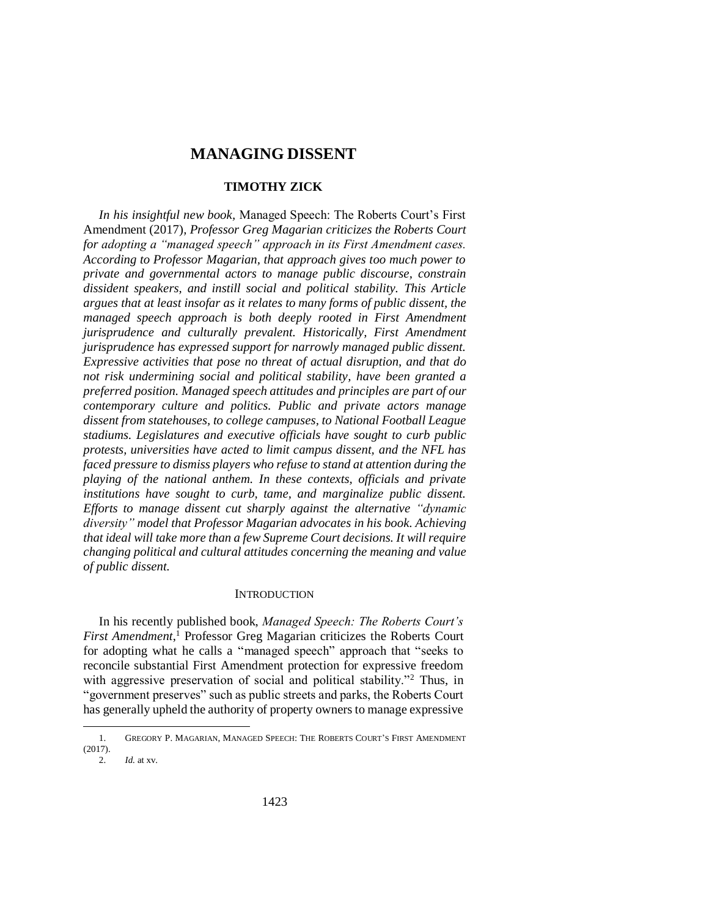# MANAGING DISSENT

## TIMOTHY ZICK

*In his insightful new book,* Managed Speech: The Roberts Court's First Amendment (2017)*, Professor Greg Magarian criticizes the Roberts Court for adopting a "managed speech" approach in its First Amendment cases. According to Professor Magarian, that approach gives too much power to private and governmental actors to manage public discourse, constrain dissident speakers, and instill social and political stability. This Article argues that at least insofar as it relates to many forms of public dissent, the managed speech approach is both deeply rooted in First Amendment jurisprudence and culturally prevalent. Historically, First Amendment jurisprudence has expressed support for narrowly managed public dissent. Expressive activities that pose no threat of actual disruption, and that do not risk undermining social and political stability, have been granted a preferred position. Managed speech attitudes and principles are part of our contemporary culture and politics. Public and private actors manage dissent from statehouses, to college campuses, to National Football League stadiums. Legislatures and executive officials have sought to curb public protests, universities have acted to limit campus dissent, and the NFL has faced pressure to dismiss players who refuse to stand at attention during the playing of the national anthem. In these contexts, officials and private institutions have sought to curb, tame, and marginalize public dissent. Efforts to manage dissent cut sharply against the alternative "dynamic diversity" model that Professor Magarian advocates in his book. Achieving that ideal will take more than a few Supreme Court decisions. It will require changing political and cultural attitudes concerning the meaning and value of public dissent.*

### INTRODUCTION

In his recently published book, *Managed Speech: The Roberts Court's First Amendment*,[1] Professor Greg Magarian criticizes the Roberts Court for adopting what he calls a "managed speech" approach that "seeks to reconcile substantial First Amendment protection for expressive freedom with aggressive preservation of social and political stability."[2] Thus, in "government preserves" such as public streets and parks, the Roberts Court has generally upheld the authority of property owners to manage expressive

---

1. GREGORY P. MAGARIAN, MANAGED SPEECH: THE ROBERTS COURT'S FIRST AMENDMENT (2017).

2. *Id.* at xv.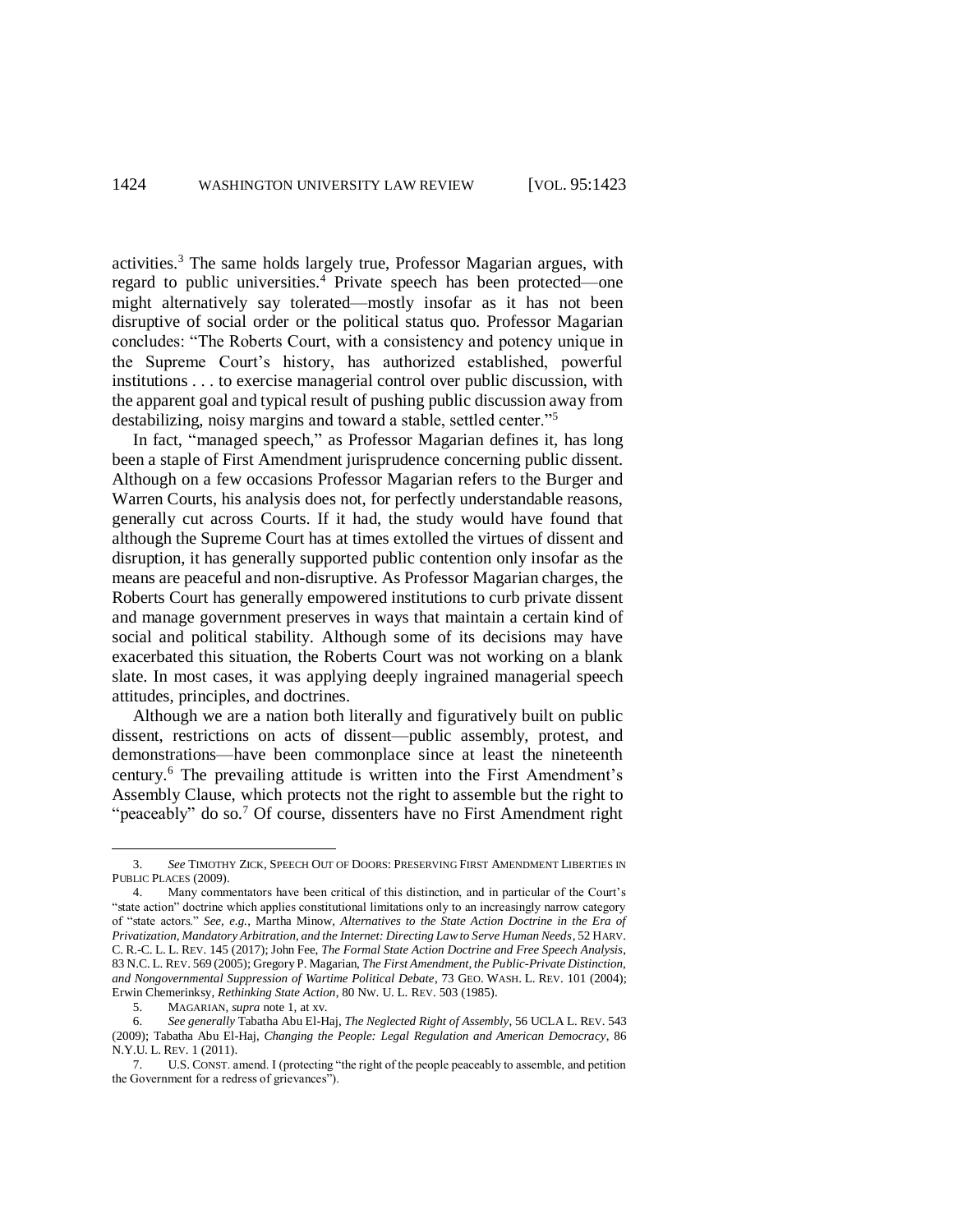activities.[3] The same holds largely true, Professor Magarian argues, with regard to public universities.[4] Private speech has been protected—one might alternatively say tolerated—mostly insofar as it has not been disruptive of social order or the political status quo. Professor Magarian concludes: "The Roberts Court, with a consistency and potency unique in the Supreme Court's history, has authorized established, powerful institutions . . . to exercise managerial control over public discussion, with the apparent goal and typical result of pushing public discussion away from destabilizing, noisy margins and toward a stable, settled center."[5]

In fact, "managed speech," as Professor Magarian defines it, has long been a staple of First Amendment jurisprudence concerning public dissent. Although on a few occasions Professor Magarian refers to the Burger and Warren Courts, his analysis does not, for perfectly understandable reasons, generally cut across Courts. If it had, the study would have found that although the Supreme Court has at times extolled the virtues of dissent and disruption, it has generally supported public contention only insofar as the means are peaceful and non-disruptive. As Professor Magarian charges, the Roberts Court has generally empowered institutions to curb private dissent and manage government preserves in ways that maintain a certain kind of social and political stability. Although some of its decisions may have exacerbated this situation, the Roberts Court was not working on a blank slate. In most cases, it was applying deeply ingrained managerial speech attitudes, principles, and doctrines.

Although we are a nation both literally and figuratively built on public dissent, restrictions on acts of dissent—public assembly, protest, and demonstrations—have been commonplace since at least the nineteenth century.[6] The prevailing attitude is written into the First Amendment's Assembly Clause, which protects not the right to assemble but the right to "peaceably" do so.[7] Of course, dissenters have no First Amendment right

---

3. *See* TIMOTHY ZICK, SPEECH OUT OF DOORS: PRESERVING FIRST AMENDMENT LIBERTIES IN PUBLIC PLACES (2009).

4. Many commentators have been critical of this distinction, and in particular of the Court's "state action" doctrine which applies constitutional limitations only to an increasingly narrow category of "state actors." *See, e.g.*, Martha Minow, *Alternatives to the State Action Doctrine in the Era of Privatization, Mandatory Arbitration, and the Internet: Directing Law to Serve Human Needs*, 52 HARV. C. R.-C. L. L. REV. 145 (2017); John Fee, *The Formal State Action Doctrine and Free Speech Analysis*, 83 N.C. L. REV. 569 (2005); Gregory P. Magarian, *The First Amendment, the Public-Private Distinction, and Nongovernmental Suppression of Wartime Political Debate*, 73 GEO. WASH. L. REV. 101 (2004); Erwin Chemerinksy, *Rethinking State Action*, 80 NW. U. L. REV. 503 (1985).

5. MAGARIAN, *supra* note 1, at xv.

6. *See generally* Tabatha Abu El-Haj, *The Neglected Right of Assembly*, 56 UCLA L. REV. 543 (2009); Tabatha Abu El-Haj, *Changing the People: Legal Regulation and American Democracy*, 86 N.Y.U. L. REV. 1 (2011).

7. U.S. CONST. amend. I (protecting "the right of the people peaceably to assemble, and petition the Government for a redress of grievances").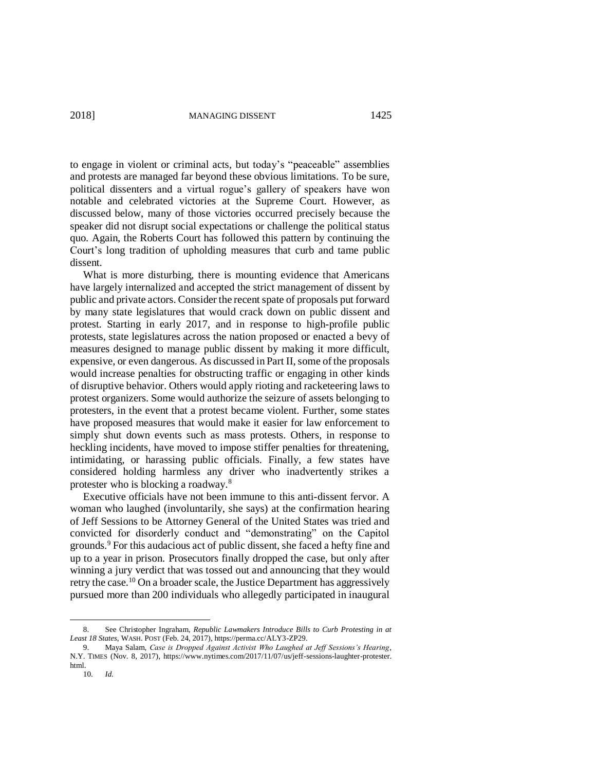to engage in violent or criminal acts, but today's "peaceable" assemblies and protests are managed far beyond these obvious limitations. To be sure, political dissenters and a virtual rogue's gallery of speakers have won notable and celebrated victories at the Supreme Court. However, as discussed below, many of those victories occurred precisely because the speaker did not disrupt social expectations or challenge the political status quo. Again, the Roberts Court has followed this pattern by continuing the Court's long tradition of upholding measures that curb and tame public dissent.

What is more disturbing, there is mounting evidence that Americans have largely internalized and accepted the strict management of dissent by public and private actors. Consider the recent spate of proposals put forward by many state legislatures that would crack down on public dissent and protest. Starting in early 2017, and in response to high-profile public protests, state legislatures across the nation proposed or enacted a bevy of measures designed to manage public dissent by making it more difficult, expensive, or even dangerous. As discussed in Part II, some of the proposals would increase penalties for obstructing traffic or engaging in other kinds of disruptive behavior. Others would apply rioting and racketeering laws to protest organizers. Some would authorize the seizure of assets belonging to protesters, in the event that a protest became violent. Further, some states have proposed measures that would make it easier for law enforcement to simply shut down events such as mass protests. Others, in response to heckling incidents, have moved to impose stiffer penalties for threatening, intimidating, or harassing public officials. Finally, a few states have considered holding harmless any driver who inadvertently strikes a protester who is blocking a roadway.[8]

Executive officials have not been immune to this anti-dissent fervor. A woman who laughed (involuntarily, she says) at the confirmation hearing of Jeff Sessions to be Attorney General of the United States was tried and convicted for disorderly conduct and "demonstrating" on the Capitol grounds.[9] For this audacious act of public dissent, she faced a hefty fine and up to a year in prison. Prosecutors finally dropped the case, but only after winning a jury verdict that was tossed out and announcing that they would retry the case.[10] On a broader scale, the Justice Department has aggressively pursued more than 200 individuals who allegedly participated in inaugural

---

8. See Christopher Ingraham, *Republic Lawmakers Introduce Bills to Curb Protesting in at Least 18 States*, WASH. POST (Feb. 24, 2017), https://perma.cc/ALY3-ZP29.

9. Maya Salam, *Case is Dropped Against Activist Who Laughed at Jeff Sessions's Hearing*, N.Y. TIMES (Nov. 8, 2017), https://www.nytimes.com/2017/11/07/us/jeff-sessions-laughter-protester.html.

10. *Id.*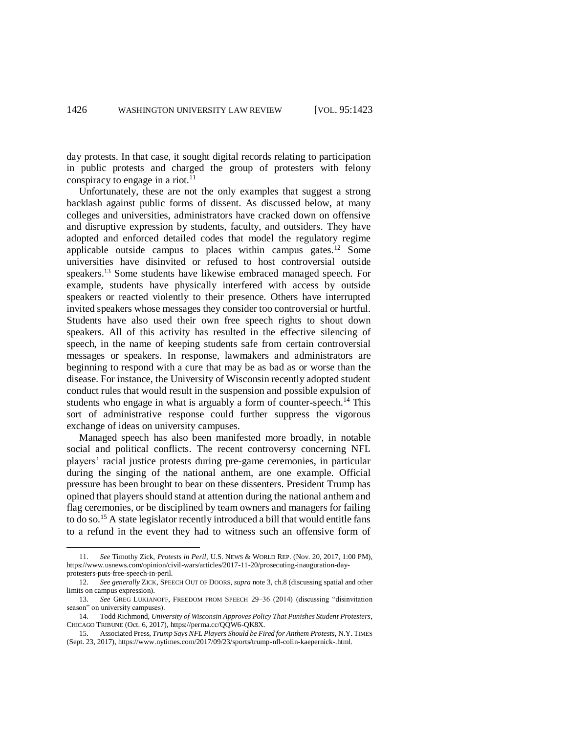day protests. In that case, it sought digital records relating to participation in public protests and charged the group of protesters with felony conspiracy to engage in a riot.[11]

Unfortunately, these are not the only examples that suggest a strong backlash against public forms of dissent. As discussed below, at many colleges and universities, administrators have cracked down on offensive and disruptive expression by students, faculty, and outsiders. They have adopted and enforced detailed codes that model the regulatory regime applicable outside campus to places within campus gates.[12] Some universities have disinvited or refused to host controversial outside speakers.[13] Some students have likewise embraced managed speech. For example, students have physically interfered with access by outside speakers or reacted violently to their presence. Others have interrupted invited speakers whose messages they consider too controversial or hurtful. Students have also used their own free speech rights to shout down speakers. All of this activity has resulted in the effective silencing of speech, in the name of keeping students safe from certain controversial messages or speakers. In response, lawmakers and administrators are beginning to respond with a cure that may be as bad as or worse than the disease. For instance, the University of Wisconsin recently adopted student conduct rules that would result in the suspension and possible expulsion of students who engage in what is arguably a form of counter-speech.[14] This sort of administrative response could further suppress the vigorous exchange of ideas on university campuses.

Managed speech has also been manifested more broadly, in notable social and political conflicts. The recent controversy concerning NFL players' racial justice protests during pre-game ceremonies, in particular during the singing of the national anthem, are one example. Official pressure has been brought to bear on these dissenters. President Trump has opined that players should stand at attention during the national anthem and flag ceremonies, or be disciplined by team owners and managers for failing to do so.[15] A state legislator recently introduced a bill that would entitle fans to a refund in the event they had to witness such an offensive form of

---

11. *See* Timothy Zick, *Protests in Peril*, U.S. NEWS & WORLD REP. (Nov. 20, 2017, 1:00 PM), https://www.usnews.com/opinion/civil-wars/articles/2017-11-20/prosecuting-inauguration-day-protesters-puts-free-speech-in-peril.

12. *See generally* ZICK, SPEECH OUT OF DOORS, *supra* note 3, ch.8 (discussing spatial and other limits on campus expression).

13. *See* GREG LUKIANOFF, FREEDOM FROM SPEECH 29–36 (2014) (discussing "disinvitation season" on university campuses).

14. Todd Richmond, *University of Wisconsin Approves Policy That Punishes Student Protesters*, CHICAGO TRIBUNE (Oct. 6, 2017), https://perma.cc/QQW6-QK8X.

15. Associated Press, *Trump Says NFL Players Should be Fired for Anthem Protests*, N.Y. TIMES (Sept. 23, 2017), https://www.nytimes.com/2017/09/23/sports/trump-nfl-colin-kaepernick-.html.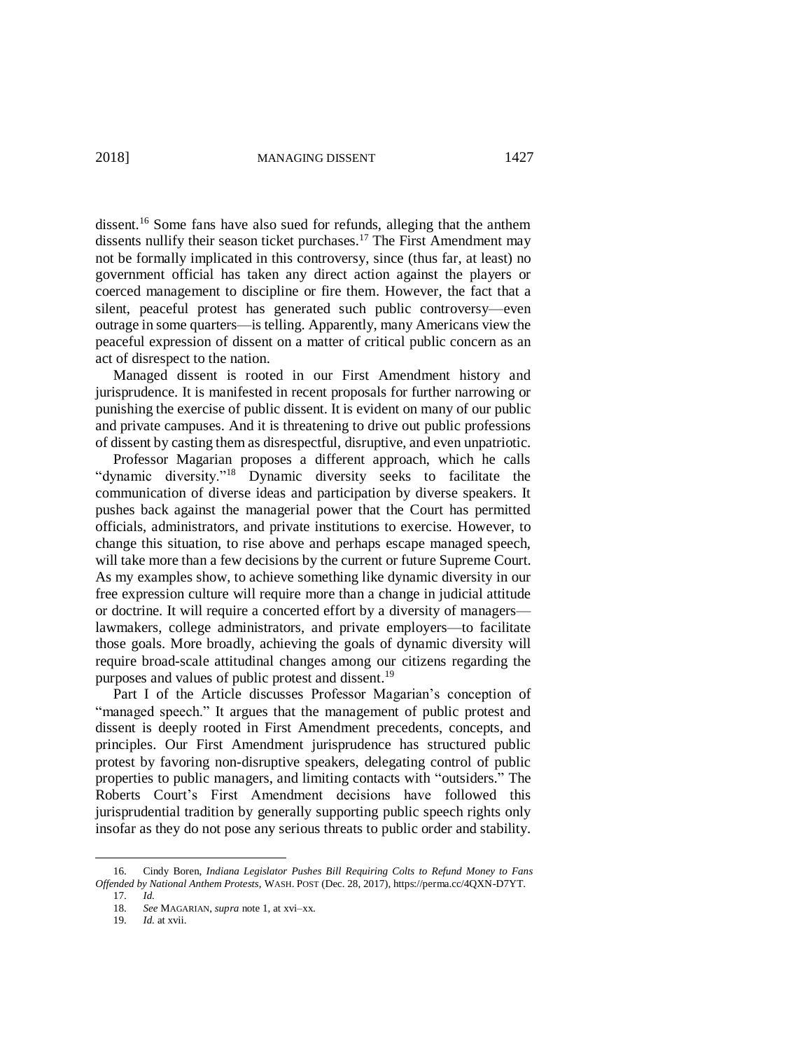dissent.[16] Some fans have also sued for refunds, alleging that the anthem dissents nullify their season ticket purchases.[17] The First Amendment may not be formally implicated in this controversy, since (thus far, at least) no government official has taken any direct action against the players or coerced management to discipline or fire them. However, the fact that a silent, peaceful protest has generated such public controversy—even outrage in some quarters—is telling. Apparently, many Americans view the peaceful expression of dissent on a matter of critical public concern as an act of disrespect to the nation.

Managed dissent is rooted in our First Amendment history and jurisprudence. It is manifested in recent proposals for further narrowing or punishing the exercise of public dissent. It is evident on many of our public and private campuses. And it is threatening to drive out public professions of dissent by casting them as disrespectful, disruptive, and even unpatriotic.

Professor Magarian proposes a different approach, which he calls "dynamic diversity."[18] Dynamic diversity seeks to facilitate the communication of diverse ideas and participation by diverse speakers. It pushes back against the managerial power that the Court has permitted officials, administrators, and private institutions to exercise. However, to change this situation, to rise above and perhaps escape managed speech, will take more than a few decisions by the current or future Supreme Court. As my examples show, to achieve something like dynamic diversity in our free expression culture will require more than a change in judicial attitude or doctrine. It will require a concerted effort by a diversity of managers—lawmakers, college administrators, and private employers—to facilitate those goals. More broadly, achieving the goals of dynamic diversity will require broad-scale attitudinal changes among our citizens regarding the purposes and values of public protest and dissent.[19]

Part I of the Article discusses Professor Magarian's conception of "managed speech." It argues that the management of public protest and dissent is deeply rooted in First Amendment precedents, concepts, and principles. Our First Amendment jurisprudence has structured public protest by favoring non-disruptive speakers, delegating control of public properties to public managers, and limiting contacts with "outsiders." The Roberts Court's First Amendment decisions have followed this jurisprudential tradition by generally supporting public speech rights only insofar as they do not pose any serious threats to public order and stability.

---

16. Cindy Boren, *Indiana Legislator Pushes Bill Requiring Colts to Refund Money to Fans Offended by National Anthem Protests*, WASH. POST (Dec. 28, 2017), https://perma.cc/4QXN-D7YT.

17. *Id.*

18. *See* MAGARIAN, *supra* note 1, at xvi–xx.

19. *Id.* at xvii.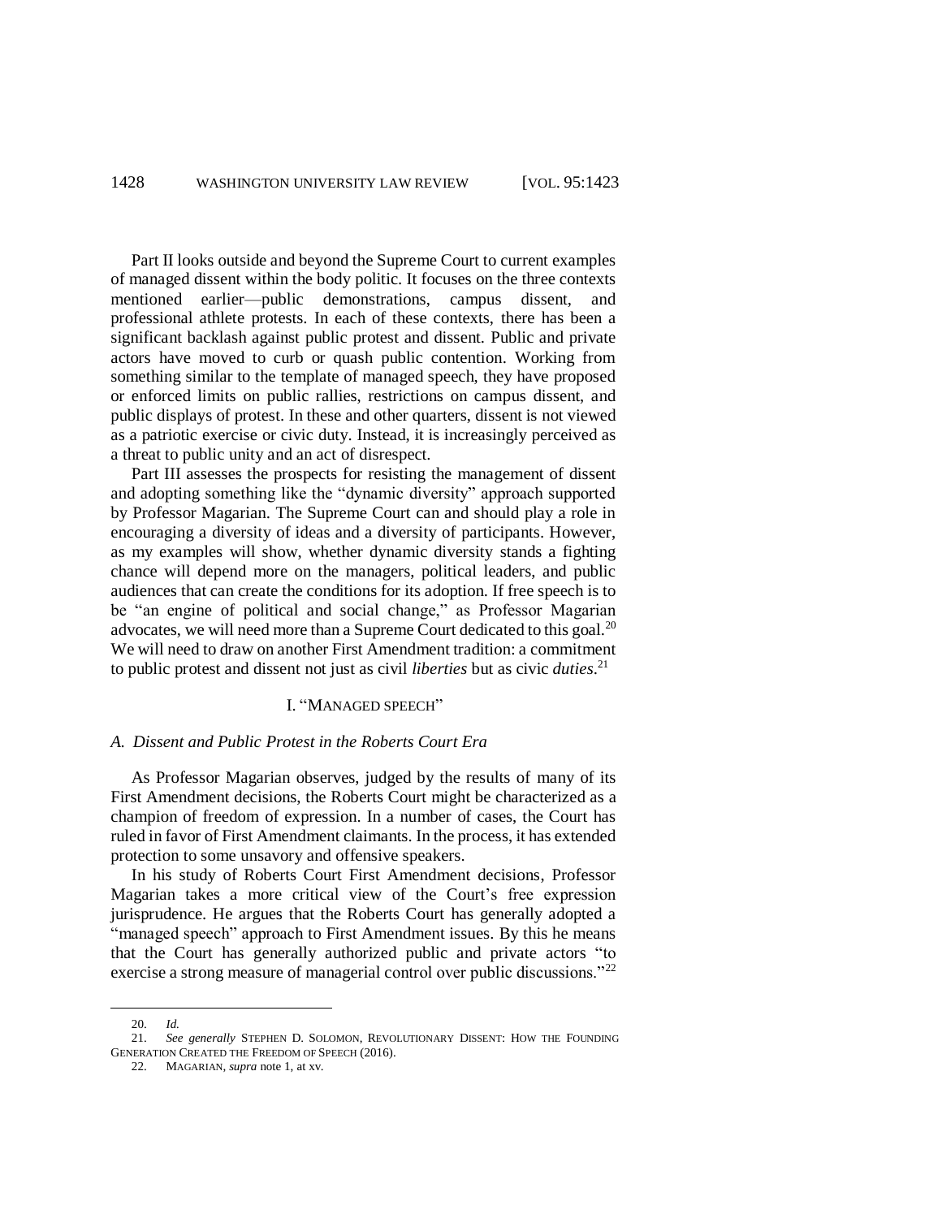Part II looks outside and beyond the Supreme Court to current examples of managed dissent within the body politic. It focuses on the three contexts mentioned earlier—public demonstrations, campus dissent, and professional athlete protests. In each of these contexts, there has been a significant backlash against public protest and dissent. Public and private actors have moved to curb or quash public contention. Working from something similar to the template of managed speech, they have proposed or enforced limits on public rallies, restrictions on campus dissent, and public displays of protest. In these and other quarters, dissent is not viewed as a patriotic exercise or civic duty. Instead, it is increasingly perceived as a threat to public unity and an act of disrespect.

Part III assesses the prospects for resisting the management of dissent and adopting something like the "dynamic diversity" approach supported by Professor Magarian. The Supreme Court can and should play a role in encouraging a diversity of ideas and a diversity of participants. However, as my examples will show, whether dynamic diversity stands a fighting chance will depend more on the managers, political leaders, and public audiences that can create the conditions for its adoption. If free speech is to be "an engine of political and social change," as Professor Magarian advocates, we will need more than a Supreme Court dedicated to this goal.[20] We will need to draw on another First Amendment tradition: a commitment to public protest and dissent not just as civil *liberties* but as civic *duties*.[21]

## I. "MANAGED SPEECH"

### *A. Dissent and Public Protest in the Roberts Court Era*

As Professor Magarian observes, judged by the results of many of its First Amendment decisions, the Roberts Court might be characterized as a champion of freedom of expression. In a number of cases, the Court has ruled in favor of First Amendment claimants. In the process, it has extended protection to some unsavory and offensive speakers.

In his study of Roberts Court First Amendment decisions, Professor Magarian takes a more critical view of the Court's free expression jurisprudence. He argues that the Roberts Court has generally adopted a "managed speech" approach to First Amendment issues. By this he means that the Court has generally authorized public and private actors "to exercise a strong measure of managerial control over public discussions."[22]

---

20. *Id.*

21. *See generally* STEPHEN D. SOLOMON, REVOLUTIONARY DISSENT: HOW THE FOUNDING GENERATION CREATED THE FREEDOM OF SPEECH (2016).

22. MAGARIAN, *supra* note 1, at xv.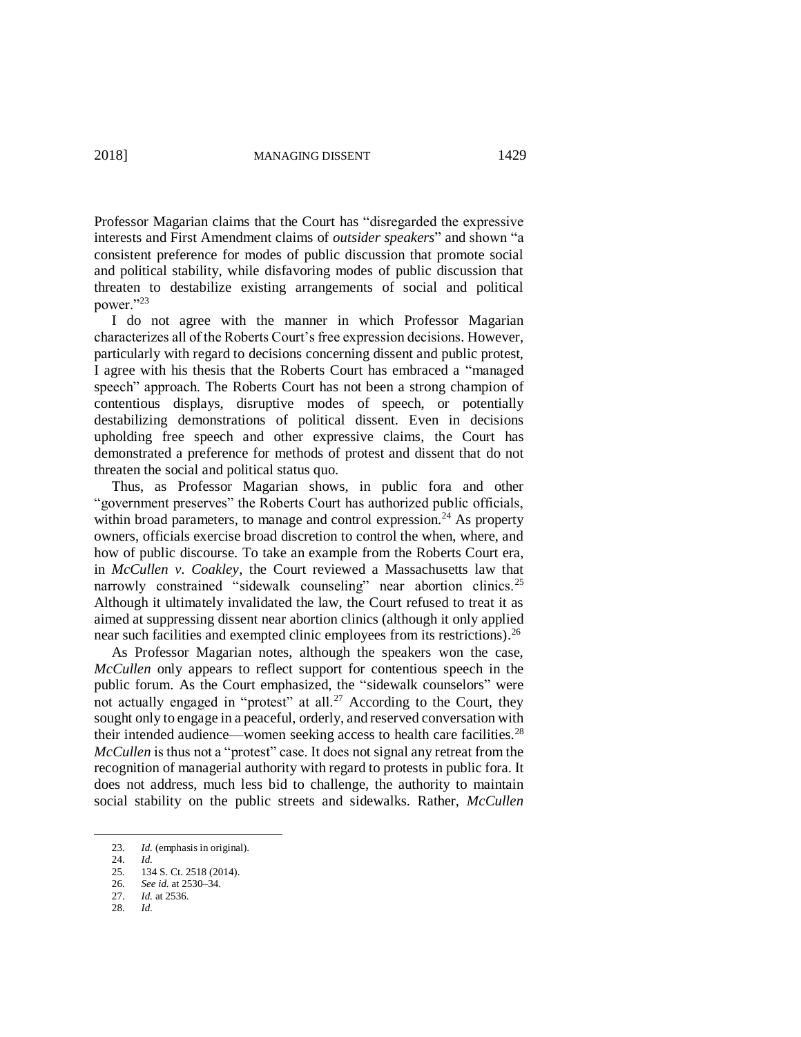Professor Magarian claims that the Court has "disregarded the expressive interests and First Amendment claims of *outsider speakers*" and shown "a consistent preference for modes of public discussion that promote social and political stability, while disfavoring modes of public discussion that threaten to destabilize existing arrangements of social and political power."[23]

I do not agree with the manner in which Professor Magarian characterizes all of the Roberts Court's free expression decisions. However, particularly with regard to decisions concerning dissent and public protest, I agree with his thesis that the Roberts Court has embraced a "managed speech" approach. The Roberts Court has not been a strong champion of contentious displays, disruptive modes of speech, or potentially destabilizing demonstrations of political dissent. Even in decisions upholding free speech and other expressive claims, the Court has demonstrated a preference for methods of protest and dissent that do not threaten the social and political status quo.

Thus, as Professor Magarian shows, in public fora and other "government preserves" the Roberts Court has authorized public officials, within broad parameters, to manage and control expression.[24] As property owners, officials exercise broad discretion to control the when, where, and how of public discourse. To take an example from the Roberts Court era, in *McCullen v. Coakley*, the Court reviewed a Massachusetts law that narrowly constrained "sidewalk counseling" near abortion clinics.[25] Although it ultimately invalidated the law, the Court refused to treat it as aimed at suppressing dissent near abortion clinics (although it only applied near such facilities and exempted clinic employees from its restrictions).[26]

As Professor Magarian notes, although the speakers won the case, *McCullen* only appears to reflect support for contentious speech in the public forum. As the Court emphasized, the "sidewalk counselors" were not actually engaged in "protest" at all.[27] According to the Court, they sought only to engage in a peaceful, orderly, and reserved conversation with their intended audience—women seeking access to health care facilities.[28] *McCullen* is thus not a "protest" case. It does not signal any retreat from the recognition of managerial authority with regard to protests in public fora. It does not address, much less bid to challenge, the authority to maintain social stability on the public streets and sidewalks. Rather, *McCullen*

---

23. *Id.* (emphasis in original).
24. *Id.*
25. 134 S. Ct. 2518 (2014).
26. *See id.* at 2530–34.
27. *Id.* at 2536.
28. *Id.*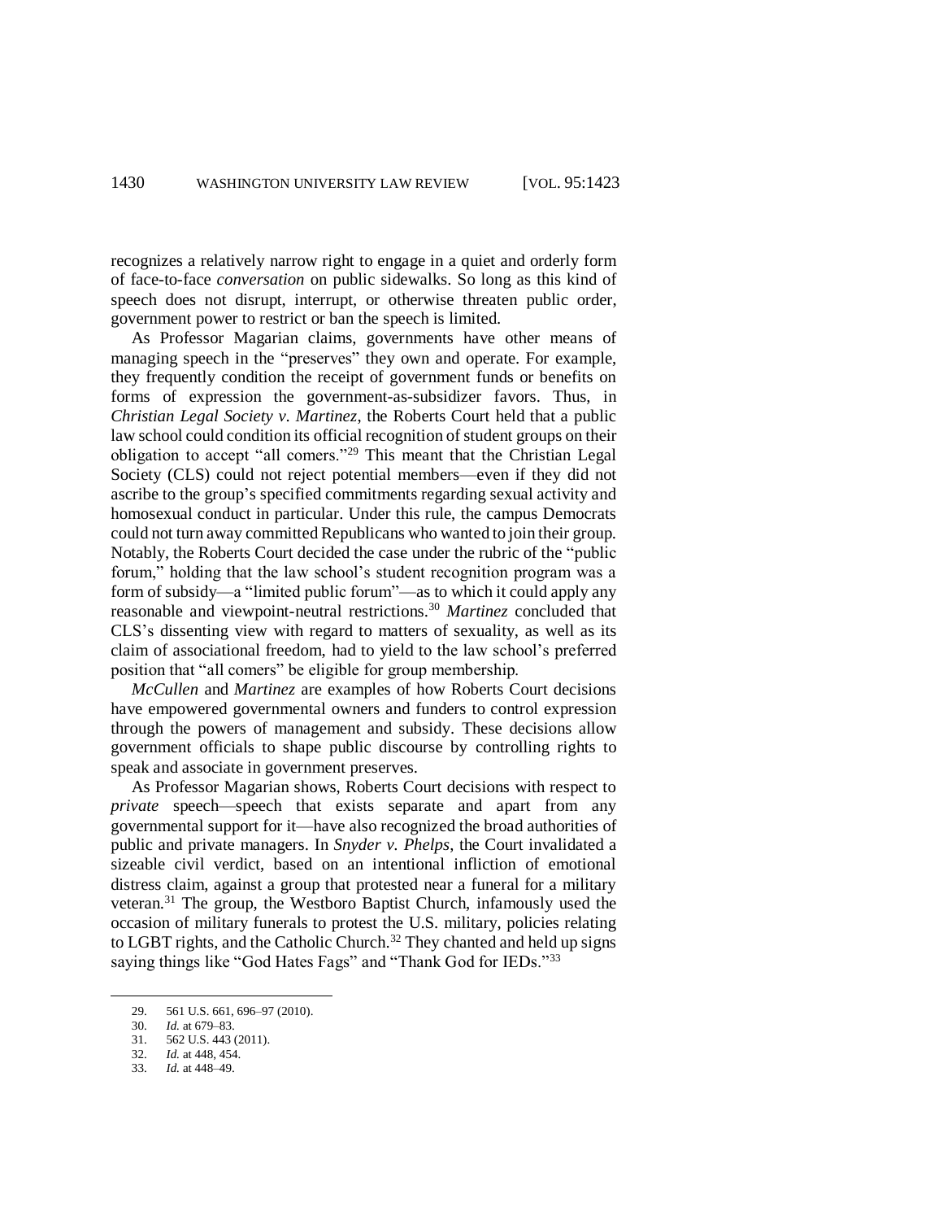recognizes a relatively narrow right to engage in a quiet and orderly form of face-to-face *conversation* on public sidewalks. So long as this kind of speech does not disrupt, interrupt, or otherwise threaten public order, government power to restrict or ban the speech is limited.

As Professor Magarian claims, governments have other means of managing speech in the "preserves" they own and operate. For example, they frequently condition the receipt of government funds or benefits on forms of expression the government-as-subsidizer favors. Thus, in *Christian Legal Society v. Martinez*, the Roberts Court held that a public law school could condition its official recognition of student groups on their obligation to accept "all comers."[29] This meant that the Christian Legal Society (CLS) could not reject potential members—even if they did not ascribe to the group's specified commitments regarding sexual activity and homosexual conduct in particular. Under this rule, the campus Democrats could not turn away committed Republicans who wanted to join their group. Notably, the Roberts Court decided the case under the rubric of the "public forum," holding that the law school's student recognition program was a form of subsidy—a "limited public forum"—as to which it could apply any reasonable and viewpoint-neutral restrictions.[30] *Martinez* concluded that CLS's dissenting view with regard to matters of sexuality, as well as its claim of associational freedom, had to yield to the law school's preferred position that "all comers" be eligible for group membership.

*McCullen* and *Martinez* are examples of how Roberts Court decisions have empowered governmental owners and funders to control expression through the powers of management and subsidy. These decisions allow government officials to shape public discourse by controlling rights to speak and associate in government preserves.

As Professor Magarian shows, Roberts Court decisions with respect to *private* speech—speech that exists separate and apart from any governmental support for it—have also recognized the broad authorities of public and private managers. In *Snyder v. Phelps*, the Court invalidated a sizeable civil verdict, based on an intentional infliction of emotional distress claim, against a group that protested near a funeral for a military veteran.[31] The group, the Westboro Baptist Church, infamously used the occasion of military funerals to protest the U.S. military, policies relating to LGBT rights, and the Catholic Church.[32] They chanted and held up signs saying things like "God Hates Fags" and "Thank God for IEDs."[33]

---

29. 561 U.S. 661, 696–97 (2010).
30. *Id.* at 679–83.
31. 562 U.S. 443 (2011).
32. *Id.* at 448, 454.
33. *Id.* at 448–49.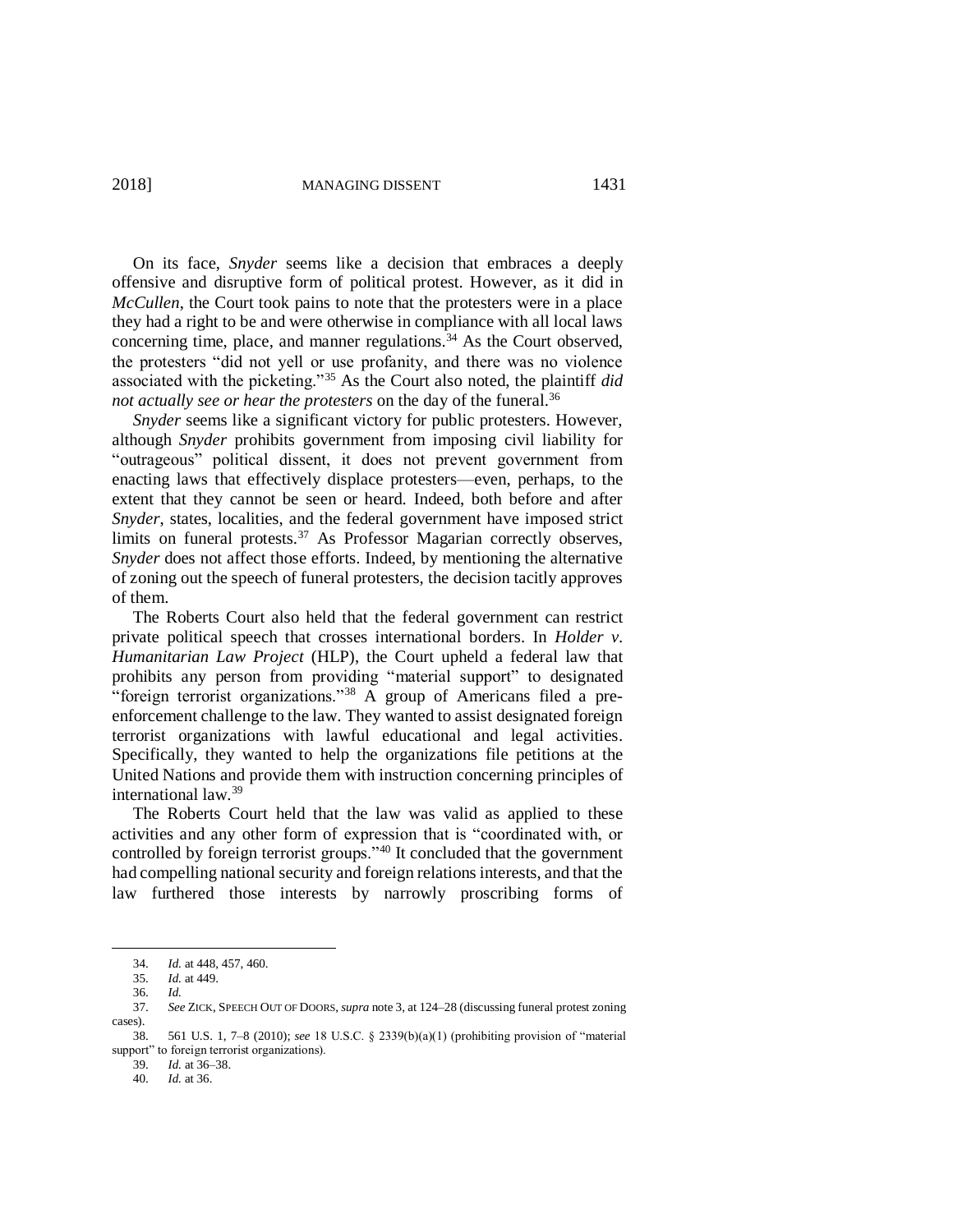On its face, *Snyder* seems like a decision that embraces a deeply offensive and disruptive form of political protest. However, as it did in *McCullen*, the Court took pains to note that the protesters were in a place they had a right to be and were otherwise in compliance with all local laws concerning time, place, and manner regulations.[34] As the Court observed, the protesters "did not yell or use profanity, and there was no violence associated with the picketing."[35] As the Court also noted, the plaintiff *did not actually see or hear the protesters* on the day of the funeral.[36]

*Snyder* seems like a significant victory for public protesters. However, although *Snyder* prohibits government from imposing civil liability for "outrageous" political dissent, it does not prevent government from enacting laws that effectively displace protesters—even, perhaps, to the extent that they cannot be seen or heard. Indeed, both before and after *Snyder*, states, localities, and the federal government have imposed strict limits on funeral protests.[37] As Professor Magarian correctly observes, *Snyder* does not affect those efforts. Indeed, by mentioning the alternative of zoning out the speech of funeral protesters, the decision tacitly approves of them.

The Roberts Court also held that the federal government can restrict private political speech that crosses international borders. In *Holder v. Humanitarian Law Project* (HLP), the Court upheld a federal law that prohibits any person from providing "material support" to designated "foreign terrorist organizations."[38] A group of Americans filed a pre-enforcement challenge to the law. They wanted to assist designated foreign terrorist organizations with lawful educational and legal activities. Specifically, they wanted to help the organizations file petitions at the United Nations and provide them with instruction concerning principles of international law.[39]

The Roberts Court held that the law was valid as applied to these activities and any other form of expression that is "coordinated with, or controlled by foreign terrorist groups."[40] It concluded that the government had compelling national security and foreign relations interests, and that the law furthered those interests by narrowly proscribing forms of

---

34. *Id.* at 448, 457, 460.

35. *Id.* at 449.

36. *Id.*

37. *See* ZICK, SPEECH OUT OF DOORS, *supra* note 3, at 124–28 (discussing funeral protest zoning cases).

38. 561 U.S. 1, 7–8 (2010); *see* 18 U.S.C. § 2339(b)(a)(1) (prohibiting provision of "material support" to foreign terrorist organizations).

39. *Id.* at 36–38.

40. *Id.* at 36.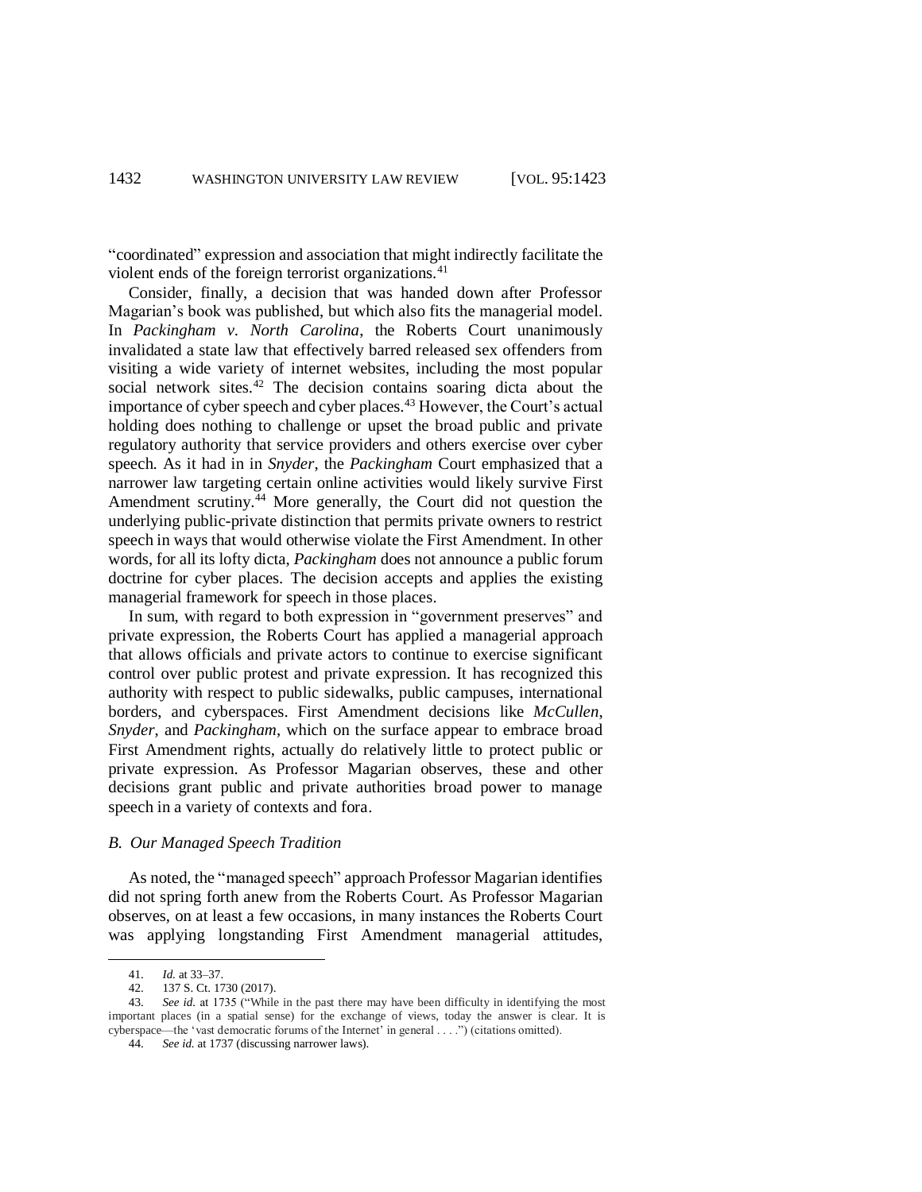"coordinated" expression and association that might indirectly facilitate the violent ends of the foreign terrorist organizations.[41]

Consider, finally, a decision that was handed down after Professor Magarian's book was published, but which also fits the managerial model. In *Packingham v. North Carolina*, the Roberts Court unanimously invalidated a state law that effectively barred released sex offenders from visiting a wide variety of internet websites, including the most popular social network sites.[42] The decision contains soaring dicta about the importance of cyber speech and cyber places.[43] However, the Court's actual holding does nothing to challenge or upset the broad public and private regulatory authority that service providers and others exercise over cyber speech. As it had in in *Snyder*, the *Packingham* Court emphasized that a narrower law targeting certain online activities would likely survive First Amendment scrutiny.[44] More generally, the Court did not question the underlying public-private distinction that permits private owners to restrict speech in ways that would otherwise violate the First Amendment. In other words, for all its lofty dicta, *Packingham* does not announce a public forum doctrine for cyber places. The decision accepts and applies the existing managerial framework for speech in those places.

In sum, with regard to both expression in "government preserves" and private expression, the Roberts Court has applied a managerial approach that allows officials and private actors to continue to exercise significant control over public protest and private expression. It has recognized this authority with respect to public sidewalks, public campuses, international borders, and cyberspaces. First Amendment decisions like *McCullen*, *Snyder*, and *Packingham*, which on the surface appear to embrace broad First Amendment rights, actually do relatively little to protect public or private expression. As Professor Magarian observes, these and other decisions grant public and private authorities broad power to manage speech in a variety of contexts and fora.

### *B. Our Managed Speech Tradition*

As noted, the "managed speech" approach Professor Magarian identifies did not spring forth anew from the Roberts Court. As Professor Magarian observes, on at least a few occasions, in many instances the Roberts Court was applying longstanding First Amendment managerial attitudes,

---

41. *Id.* at 33–37.

42. 137 S. Ct. 1730 (2017).

43. *See id.* at 1735 ("While in the past there may have been difficulty in identifying the most important places (in a spatial sense) for the exchange of views, today the answer is clear. It is cyberspace—the 'vast democratic forums of the Internet' in general . . . .") (citations omitted).

44. *See id.* at 1737 (discussing narrower laws).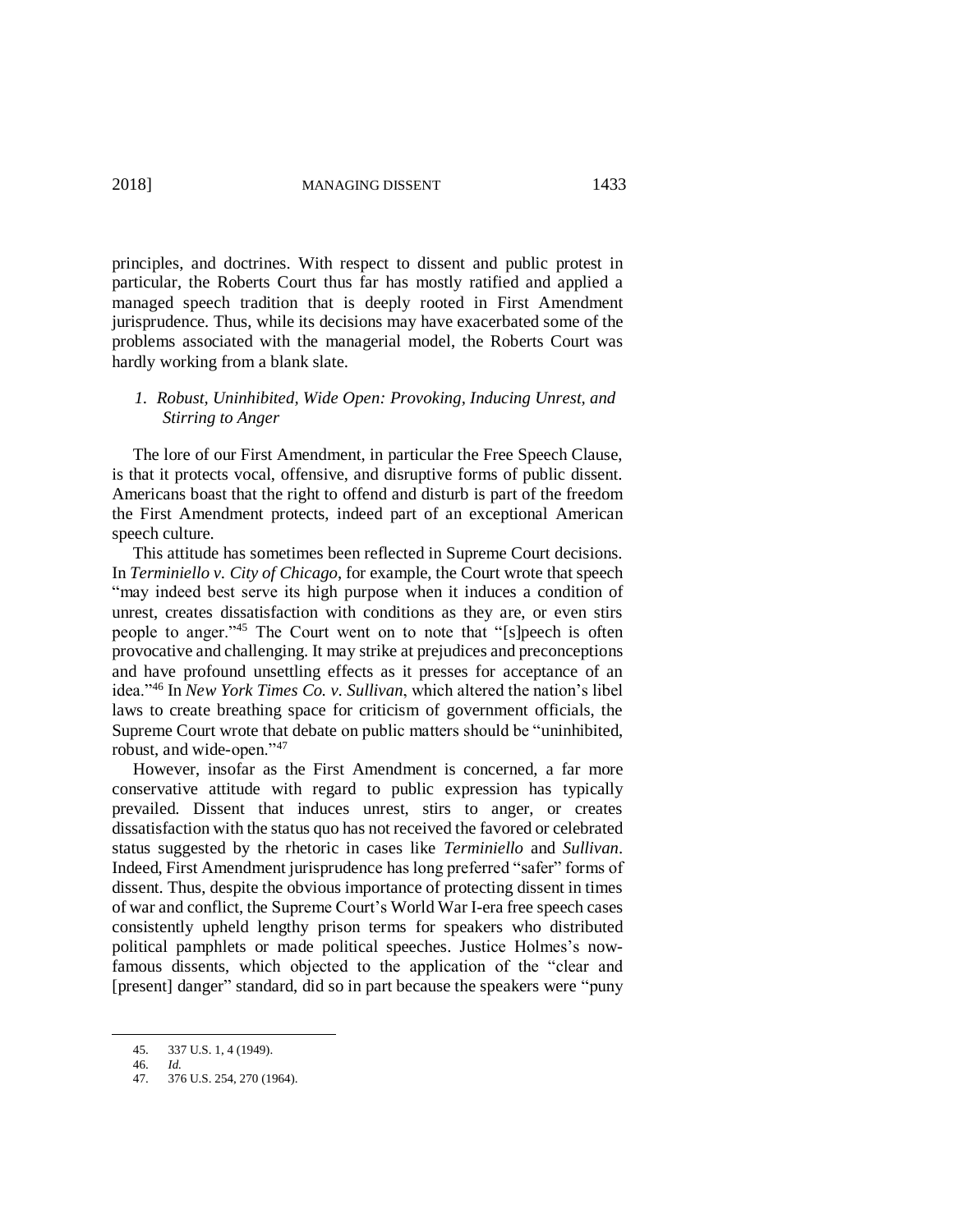principles, and doctrines. With respect to dissent and public protest in particular, the Roberts Court thus far has mostly ratified and applied a managed speech tradition that is deeply rooted in First Amendment jurisprudence. Thus, while its decisions may have exacerbated some of the problems associated with the managerial model, the Roberts Court was hardly working from a blank slate.

### *1. Robust, Uninhibited, Wide Open: Provoking, Inducing Unrest, and Stirring to Anger*

The lore of our First Amendment, in particular the Free Speech Clause, is that it protects vocal, offensive, and disruptive forms of public dissent. Americans boast that the right to offend and disturb is part of the freedom the First Amendment protects, indeed part of an exceptional American speech culture.

This attitude has sometimes been reflected in Supreme Court decisions. In *Terminiello v. City of Chicago*, for example, the Court wrote that speech "may indeed best serve its high purpose when it induces a condition of unrest, creates dissatisfaction with conditions as they are, or even stirs people to anger."[45] The Court went on to note that "[s]peech is often provocative and challenging. It may strike at prejudices and preconceptions and have profound unsettling effects as it presses for acceptance of an idea."[46] In *New York Times Co. v. Sullivan*, which altered the nation's libel laws to create breathing space for criticism of government officials, the Supreme Court wrote that debate on public matters should be "uninhibited, robust, and wide-open."[47]

However, insofar as the First Amendment is concerned, a far more conservative attitude with regard to public expression has typically prevailed. Dissent that induces unrest, stirs to anger, or creates dissatisfaction with the status quo has not received the favored or celebrated status suggested by the rhetoric in cases like *Terminiello* and *Sullivan*. Indeed, First Amendment jurisprudence has long preferred "safer" forms of dissent. Thus, despite the obvious importance of protecting dissent in times of war and conflict, the Supreme Court's World War I-era free speech cases consistently upheld lengthy prison terms for speakers who distributed political pamphlets or made political speeches. Justice Holmes's now-famous dissents, which objected to the application of the "clear and [present] danger" standard, did so in part because the speakers were "puny

45. 337 U.S. 1, 4 (1949).

46. *Id.*

47. 376 U.S. 254, 270 (1964).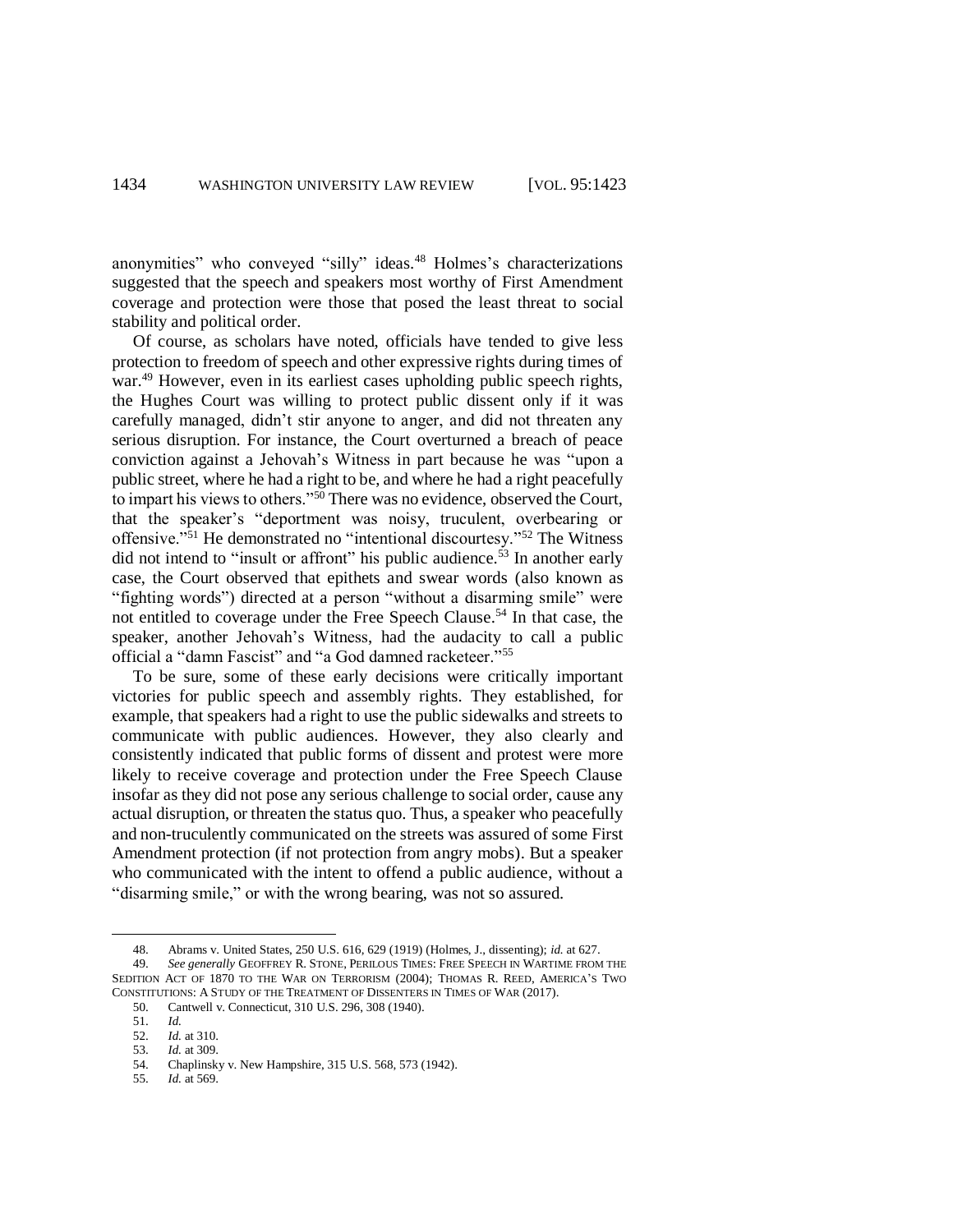anonymities" who conveyed "silly" ideas.[48] Holmes's characterizations suggested that the speech and speakers most worthy of First Amendment coverage and protection were those that posed the least threat to social stability and political order.

Of course, as scholars have noted, officials have tended to give less protection to freedom of speech and other expressive rights during times of war.[49] However, even in its earliest cases upholding public speech rights, the Hughes Court was willing to protect public dissent only if it was carefully managed, didn't stir anyone to anger, and did not threaten any serious disruption. For instance, the Court overturned a breach of peace conviction against a Jehovah's Witness in part because he was "upon a public street, where he had a right to be, and where he had a right peacefully to impart his views to others."[50] There was no evidence, observed the Court, that the speaker's "deportment was noisy, truculent, overbearing or offensive."[51] He demonstrated no "intentional discourtesy."[52] The Witness did not intend to "insult or affront" his public audience.[53] In another early case, the Court observed that epithets and swear words (also known as "fighting words") directed at a person "without a disarming smile" were not entitled to coverage under the Free Speech Clause.[54] In that case, the speaker, another Jehovah's Witness, had the audacity to call a public official a "damn Fascist" and "a God damned racketeer."[55]

To be sure, some of these early decisions were critically important victories for public speech and assembly rights. They established, for example, that speakers had a right to use the public sidewalks and streets to communicate with public audiences. However, they also clearly and consistently indicated that public forms of dissent and protest were more likely to receive coverage and protection under the Free Speech Clause insofar as they did not pose any serious challenge to social order, cause any actual disruption, or threaten the status quo. Thus, a speaker who peacefully and non-truculently communicated on the streets was assured of some First Amendment protection (if not protection from angry mobs). But a speaker who communicated with the intent to offend a public audience, without a "disarming smile," or with the wrong bearing, was not so assured.

---

48. Abrams v. United States, 250 U.S. 616, 629 (1919) (Holmes, J., dissenting); *id.* at 627.

49. *See generally* GEOFFREY R. STONE, PERILOUS TIMES: FREE SPEECH IN WARTIME FROM THE SEDITION ACT OF 1870 TO THE WAR ON TERRORISM (2004); THOMAS R. REED, AMERICA'S TWO CONSTITUTIONS: A STUDY OF THE TREATMENT OF DISSENTERS IN TIMES OF WAR (2017).

50. Cantwell v. Connecticut, 310 U.S. 296, 308 (1940).

51. *Id.*

52. *Id.* at 310.

53. *Id.* at 309.

54. Chaplinsky v. New Hampshire, 315 U.S. 568, 573 (1942).

55. *Id.* at 569.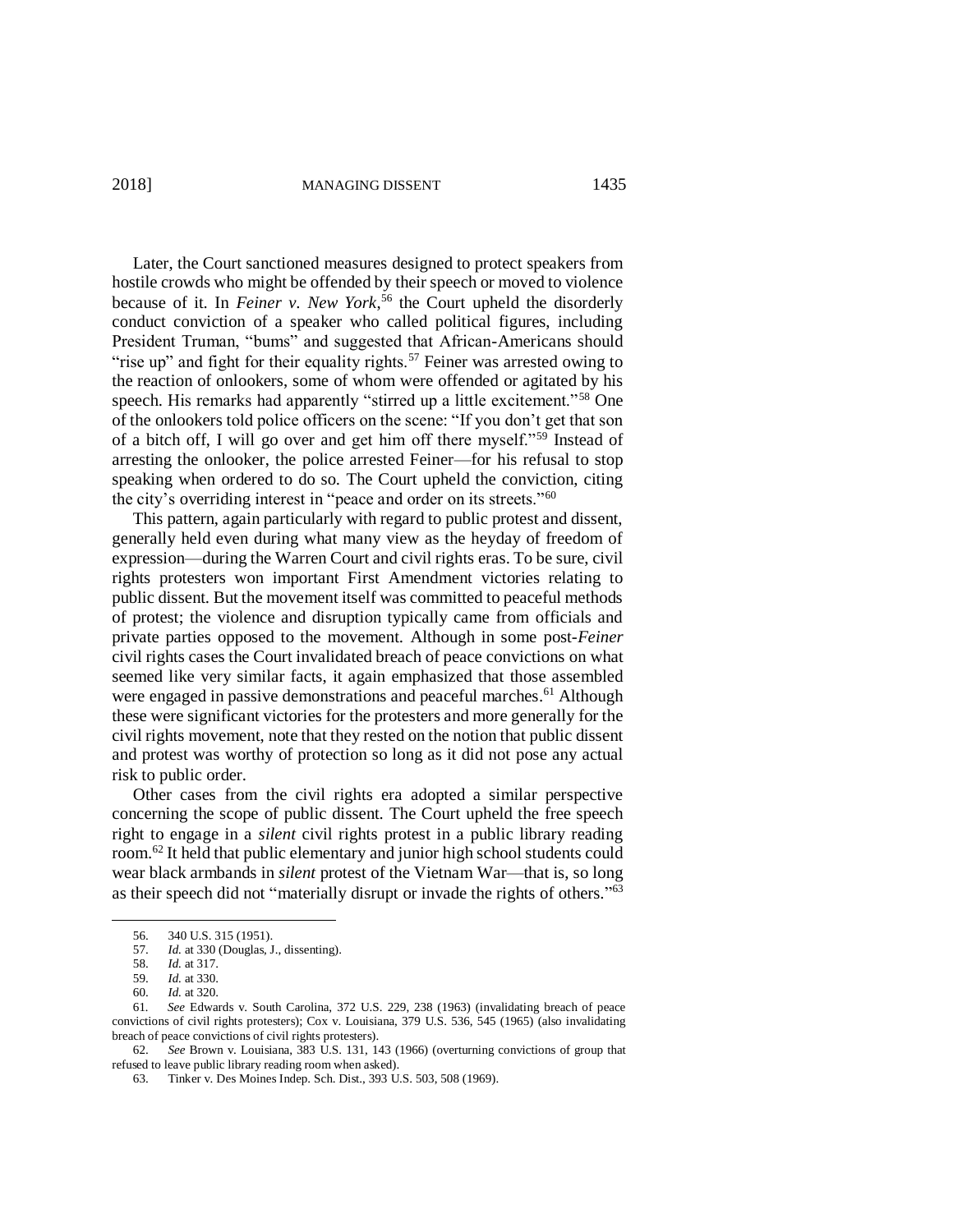Later, the Court sanctioned measures designed to protect speakers from hostile crowds who might be offended by their speech or moved to violence because of it. In *Feiner v. New York*,[56] the Court upheld the disorderly conduct conviction of a speaker who called political figures, including President Truman, "bums" and suggested that African-Americans should "rise up" and fight for their equality rights.[57] Feiner was arrested owing to the reaction of onlookers, some of whom were offended or agitated by his speech. His remarks had apparently "stirred up a little excitement."[58] One of the onlookers told police officers on the scene: "If you don't get that son of a bitch off, I will go over and get him off there myself."[59] Instead of arresting the onlooker, the police arrested Feiner—for his refusal to stop speaking when ordered to do so. The Court upheld the conviction, citing the city's overriding interest in "peace and order on its streets."[60]

This pattern, again particularly with regard to public protest and dissent, generally held even during what many view as the heyday of freedom of expression—during the Warren Court and civil rights eras. To be sure, civil rights protesters won important First Amendment victories relating to public dissent. But the movement itself was committed to peaceful methods of protest; the violence and disruption typically came from officials and private parties opposed to the movement. Although in some post-*Feiner* civil rights cases the Court invalidated breach of peace convictions on what seemed like very similar facts, it again emphasized that those assembled were engaged in passive demonstrations and peaceful marches.[61] Although these were significant victories for the protesters and more generally for the civil rights movement, note that they rested on the notion that public dissent and protest was worthy of protection so long as it did not pose any actual risk to public order.

Other cases from the civil rights era adopted a similar perspective concerning the scope of public dissent. The Court upheld the free speech right to engage in a *silent* civil rights protest in a public library reading room.[62] It held that public elementary and junior high school students could wear black armbands in *silent* protest of the Vietnam War—that is, so long as their speech did not "materially disrupt or invade the rights of others."[63]

---

56. 340 U.S. 315 (1951).

57. *Id.* at 330 (Douglas, J., dissenting).

58. *Id.* at 317.

59. *Id.* at 330.

60. *Id.* at 320.

61. *See* Edwards v. South Carolina, 372 U.S. 229, 238 (1963) (invalidating breach of peace convictions of civil rights protesters); Cox v. Louisiana, 379 U.S. 536, 545 (1965) (also invalidating breach of peace convictions of civil rights protesters).

62. *See* Brown v. Louisiana, 383 U.S. 131, 143 (1966) (overturning convictions of group that refused to leave public library reading room when asked).

63. Tinker v. Des Moines Indep. Sch. Dist., 393 U.S. 503, 508 (1969).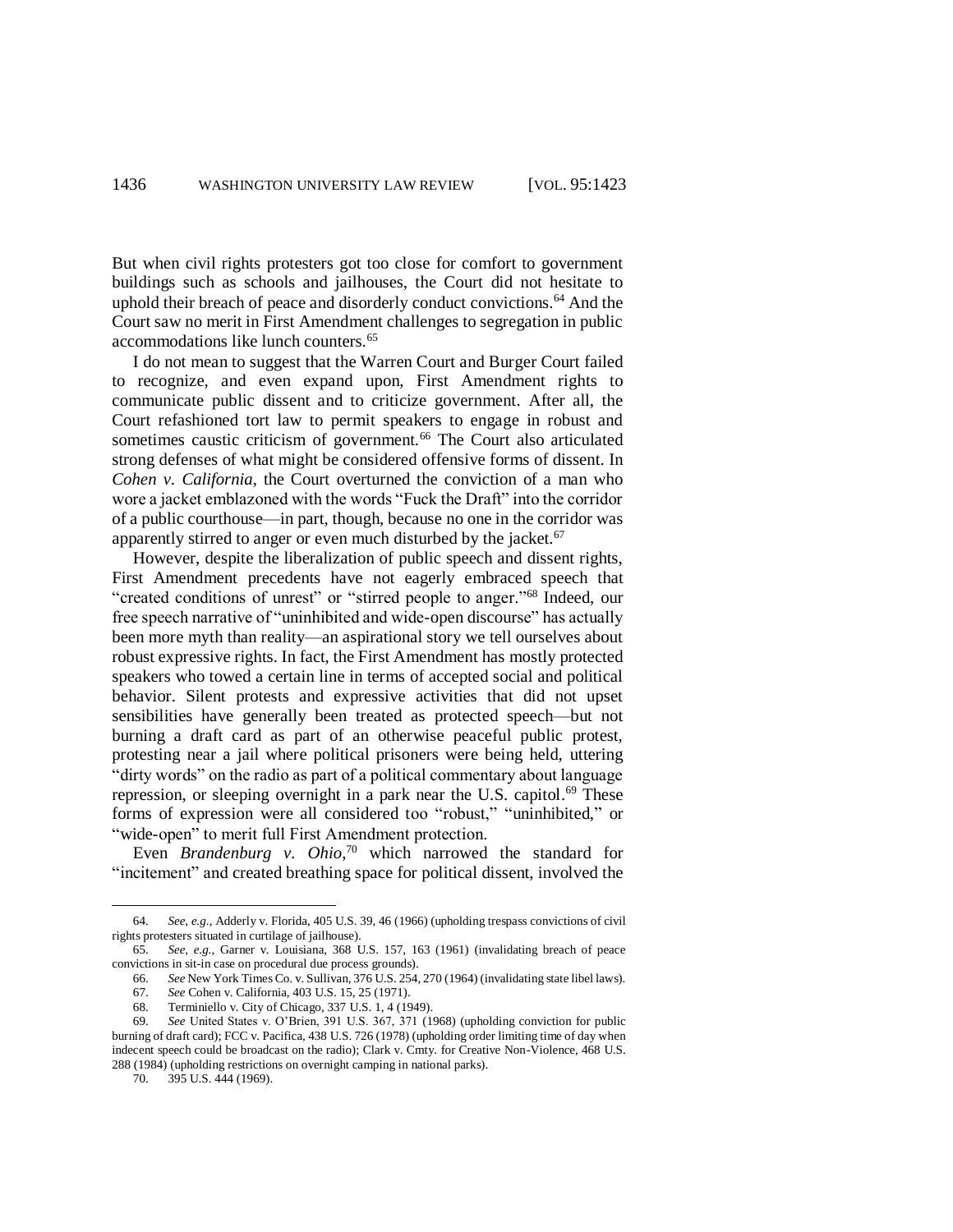But when civil rights protesters got too close for comfort to government buildings such as schools and jailhouses, the Court did not hesitate to uphold their breach of peace and disorderly conduct convictions.[64] And the Court saw no merit in First Amendment challenges to segregation in public accommodations like lunch counters.[65]

I do not mean to suggest that the Warren Court and Burger Court failed to recognize, and even expand upon, First Amendment rights to communicate public dissent and to criticize government. After all, the Court refashioned tort law to permit speakers to engage in robust and sometimes caustic criticism of government.[66] The Court also articulated strong defenses of what might be considered offensive forms of dissent. In *Cohen v. California*, the Court overturned the conviction of a man who wore a jacket emblazoned with the words "Fuck the Draft" into the corridor of a public courthouse—in part, though, because no one in the corridor was apparently stirred to anger or even much disturbed by the jacket.[67]

However, despite the liberalization of public speech and dissent rights, First Amendment precedents have not eagerly embraced speech that "created conditions of unrest" or "stirred people to anger."[68] Indeed, our free speech narrative of "uninhibited and wide-open discourse" has actually been more myth than reality—an aspirational story we tell ourselves about robust expressive rights. In fact, the First Amendment has mostly protected speakers who towed a certain line in terms of accepted social and political behavior. Silent protests and expressive activities that did not upset sensibilities have generally been treated as protected speech—but not burning a draft card as part of an otherwise peaceful public protest, protesting near a jail where political prisoners were being held, uttering "dirty words" on the radio as part of a political commentary about language repression, or sleeping overnight in a park near the U.S. capitol.[69] These forms of expression were all considered too "robust," "uninhibited," or "wide-open" to merit full First Amendment protection.

Even *Brandenburg v. Ohio*,[70] which narrowed the standard for "incitement" and created breathing space for political dissent, involved the

---

64. *See, e.g.*, Adderly v. Florida, 405 U.S. 39, 46 (1966) (upholding trespass convictions of civil rights protesters situated in curtilage of jailhouse).

65. *See, e.g.*, Garner v. Louisiana, 368 U.S. 157, 163 (1961) (invalidating breach of peace convictions in sit-in case on procedural due process grounds).

66. *See* New York Times Co. v. Sullivan, 376 U.S. 254, 270 (1964) (invalidating state libel laws).

67. *See* Cohen v. California, 403 U.S. 15, 25 (1971).

68. Terminiello v. City of Chicago, 337 U.S. 1, 4 (1949).

69. *See* United States v. O'Brien, 391 U.S. 367, 371 (1968) (upholding conviction for public burning of draft card); FCC v. Pacifica, 438 U.S. 726 (1978) (upholding order limiting time of day when indecent speech could be broadcast on the radio); Clark v. Cmty. for Creative Non-Violence, 468 U.S. 288 (1984) (upholding restrictions on overnight camping in national parks).

70. 395 U.S. 444 (1969).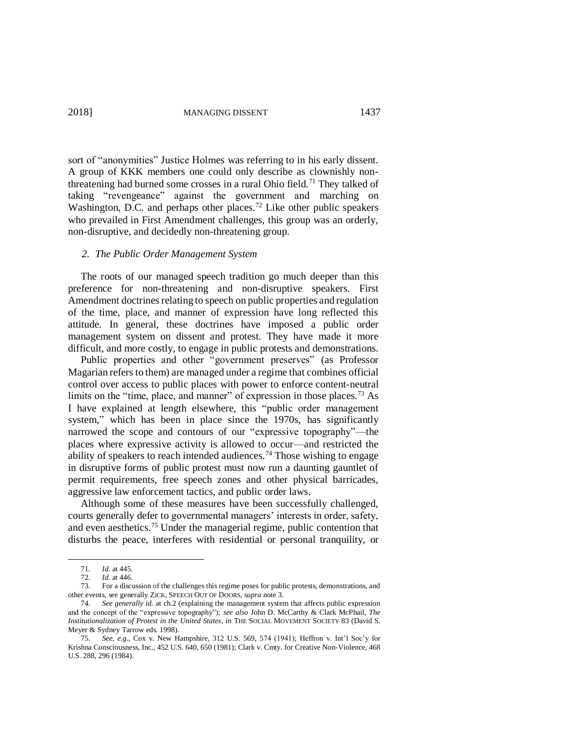sort of "anonymities" Justice Holmes was referring to in his early dissent. A group of KKK members one could only describe as clownishly non-threatening had burned some crosses in a rural Ohio field.[71] They talked of taking "revengeance" against the government and marching on Washington, D.C. and perhaps other places.[72] Like other public speakers who prevailed in First Amendment challenges, this group was an orderly, non-disruptive, and decidedly non-threatening group.

### *2. The Public Order Management System*

The roots of our managed speech tradition go much deeper than this preference for non-threatening and non-disruptive speakers. First Amendment doctrines relating to speech on public properties and regulation of the time, place, and manner of expression have long reflected this attitude. In general, these doctrines have imposed a public order management system on dissent and protest. They have made it more difficult, and more costly, to engage in public protests and demonstrations.

Public properties and other "government preserves" (as Professor Magarian refers to them) are managed under a regime that combines official control over access to public places with power to enforce content-neutral limits on the "time, place, and manner" of expression in those places.[73] As I have explained at length elsewhere, this "public order management system," which has been in place since the 1970s, has significantly narrowed the scope and contours of our "expressive topography"—the places where expressive activity is allowed to occur—and restricted the ability of speakers to reach intended audiences.[74] Those wishing to engage in disruptive forms of public protest must now run a daunting gauntlet of permit requirements, free speech zones and other physical barricades, aggressive law enforcement tactics, and public order laws.

Although some of these measures have been successfully challenged, courts generally defer to governmental managers' interests in order, safety, and even aesthetics.[75] Under the managerial regime, public contention that disturbs the peace, interferes with residential or personal tranquility, or

---

71. *Id.* at 445.

72. *Id.* at 446.

73. For a discussion of the challenges this regime poses for public protests, demonstrations, and other events, see generally ZICK, SPEECH OUT OF DOORS, *supra* note 3.

74. *See generally id.* at ch.2 (explaining the management system that affects public expression and the concept of the "expressive topography"); *see also* John D. McCarthy & Clark McPhail, *The Institutionalization of Protest in the United States*, *in* THE SOCIAL MOVEMENT SOCIETY 83 (David S. Meyer & Sydney Tarrow eds. 1998).

75. *See, e.g.*, Cox v. New Hampshire, 312 U.S. 569, 574 (1941); Heffron v. Int'l Soc'y for Krishna Consciousness, Inc., 452 U.S. 640, 650 (1981); Clark v. Cmty. for Creative Non-Violence, 468 U.S. 288, 296 (1984).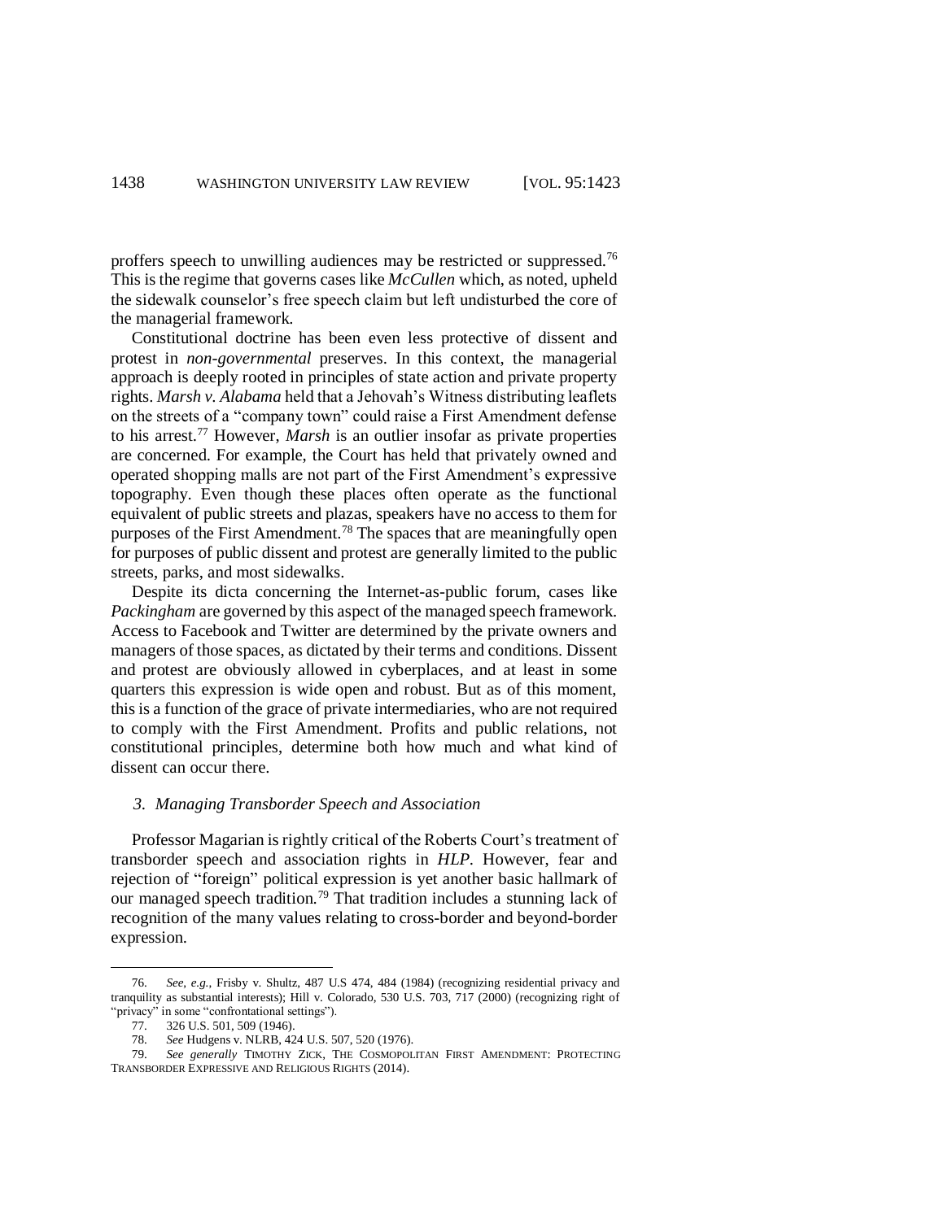proffers speech to unwilling audiences may be restricted or suppressed.[76] This is the regime that governs cases like *McCullen* which, as noted, upheld the sidewalk counselor's free speech claim but left undisturbed the core of the managerial framework.

Constitutional doctrine has been even less protective of dissent and protest in *non-governmental* preserves. In this context, the managerial approach is deeply rooted in principles of state action and private property rights. *Marsh v. Alabama* held that a Jehovah's Witness distributing leaflets on the streets of a "company town" could raise a First Amendment defense to his arrest.[77] However, *Marsh* is an outlier insofar as private properties are concerned. For example, the Court has held that privately owned and operated shopping malls are not part of the First Amendment's expressive topography. Even though these places often operate as the functional equivalent of public streets and plazas, speakers have no access to them for purposes of the First Amendment.[78] The spaces that are meaningfully open for purposes of public dissent and protest are generally limited to the public streets, parks, and most sidewalks.

Despite its dicta concerning the Internet-as-public forum, cases like *Packingham* are governed by this aspect of the managed speech framework. Access to Facebook and Twitter are determined by the private owners and managers of those spaces, as dictated by their terms and conditions. Dissent and protest are obviously allowed in cyberplaces, and at least in some quarters this expression is wide open and robust. But as of this moment, this is a function of the grace of private intermediaries, who are not required to comply with the First Amendment. Profits and public relations, not constitutional principles, determine both how much and what kind of dissent can occur there.

### *3. Managing Transborder Speech and Association*

Professor Magarian is rightly critical of the Roberts Court's treatment of transborder speech and association rights in *HLP*. However, fear and rejection of "foreign" political expression is yet another basic hallmark of our managed speech tradition.[79] That tradition includes a stunning lack of recognition of the many values relating to cross-border and beyond-border expression.

---

76. *See, e.g.*, Frisby v. Shultz, 487 U.S 474, 484 (1984) (recognizing residential privacy and tranquility as substantial interests); Hill v. Colorado, 530 U.S. 703, 717 (2000) (recognizing right of "privacy" in some "confrontational settings").

77. 326 U.S. 501, 509 (1946).

78. *See* Hudgens v. NLRB, 424 U.S. 507, 520 (1976).

79. *See generally* TIMOTHY ZICK, THE COSMOPOLITAN FIRST AMENDMENT: PROTECTING TRANSBORDER EXPRESSIVE AND RELIGIOUS RIGHTS (2014).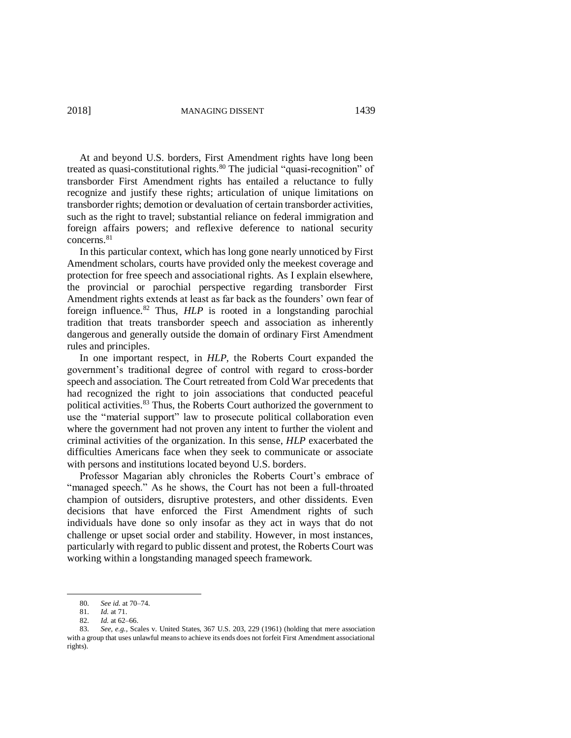At and beyond U.S. borders, First Amendment rights have long been treated as quasi-constitutional rights.[80] The judicial "quasi-recognition" of transborder First Amendment rights has entailed a reluctance to fully recognize and justify these rights; articulation of unique limitations on transborder rights; demotion or devaluation of certain transborder activities, such as the right to travel; substantial reliance on federal immigration and foreign affairs powers; and reflexive deference to national security concerns.[81]

In this particular context, which has long gone nearly unnoticed by First Amendment scholars, courts have provided only the meekest coverage and protection for free speech and associational rights. As I explain elsewhere, the provincial or parochial perspective regarding transborder First Amendment rights extends at least as far back as the founders' own fear of foreign influence.[82] Thus, *HLP* is rooted in a longstanding parochial tradition that treats transborder speech and association as inherently dangerous and generally outside the domain of ordinary First Amendment rules and principles.

In one important respect, in *HLP*, the Roberts Court expanded the government's traditional degree of control with regard to cross-border speech and association. The Court retreated from Cold War precedents that had recognized the right to join associations that conducted peaceful political activities.[83] Thus, the Roberts Court authorized the government to use the "material support" law to prosecute political collaboration even where the government had not proven any intent to further the violent and criminal activities of the organization. In this sense, *HLP* exacerbated the difficulties Americans face when they seek to communicate or associate with persons and institutions located beyond U.S. borders.

Professor Magarian ably chronicles the Roberts Court's embrace of "managed speech." As he shows, the Court has not been a full-throated champion of outsiders, disruptive protesters, and other dissidents. Even decisions that have enforced the First Amendment rights of such individuals have done so only insofar as they act in ways that do not challenge or upset social order and stability. However, in most instances, particularly with regard to public dissent and protest, the Roberts Court was working within a longstanding managed speech framework.

---

80. *See id.* at 70–74.

81. *Id.* at 71.

82. *Id.* at 62–66.

83. *See, e.g.*, Scales v. United States, 367 U.S. 203, 229 (1961) (holding that mere association with a group that uses unlawful means to achieve its ends does not forfeit First Amendment associational rights).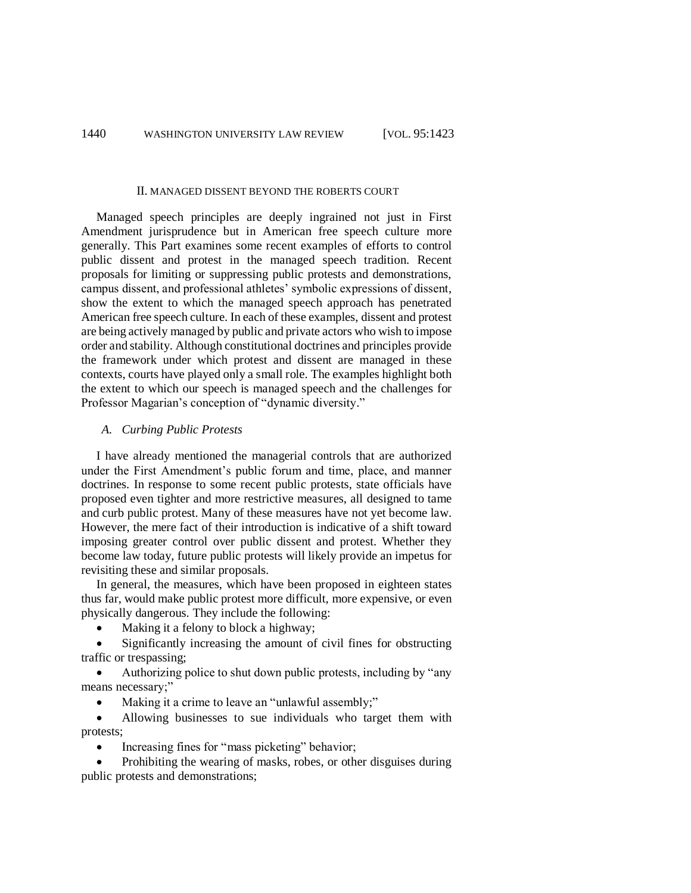## II. MANAGED DISSENT BEYOND THE ROBERTS COURT

Managed speech principles are deeply ingrained not just in First Amendment jurisprudence but in American free speech culture more generally. This Part examines some recent examples of efforts to control public dissent and protest in the managed speech tradition. Recent proposals for limiting or suppressing public protests and demonstrations, campus dissent, and professional athletes' symbolic expressions of dissent, show the extent to which the managed speech approach has penetrated American free speech culture. In each of these examples, dissent and protest are being actively managed by public and private actors who wish to impose order and stability. Although constitutional doctrines and principles provide the framework under which protest and dissent are managed in these contexts, courts have played only a small role. The examples highlight both the extent to which our speech is managed speech and the challenges for Professor Magarian's conception of "dynamic diversity."

### *A. Curbing Public Protests*

I have already mentioned the managerial controls that are authorized under the First Amendment's public forum and time, place, and manner doctrines. In response to some recent public protests, state officials have proposed even tighter and more restrictive measures, all designed to tame and curb public protest. Many of these measures have not yet become law. However, the mere fact of their introduction is indicative of a shift toward imposing greater control over public dissent and protest. Whether they become law today, future public protests will likely provide an impetus for revisiting these and similar proposals.

In general, the measures, which have been proposed in eighteen states thus far, would make public protest more difficult, more expensive, or even physically dangerous. They include the following:

- Making it a felony to block a highway;
- Significantly increasing the amount of civil fines for obstructing traffic or trespassing;
- Authorizing police to shut down public protests, including by "any means necessary;"
- Making it a crime to leave an "unlawful assembly;"
- Allowing businesses to sue individuals who target them with protests;
- Increasing fines for "mass picketing" behavior;
- Prohibiting the wearing of masks, robes, or other disguises during public protests and demonstrations;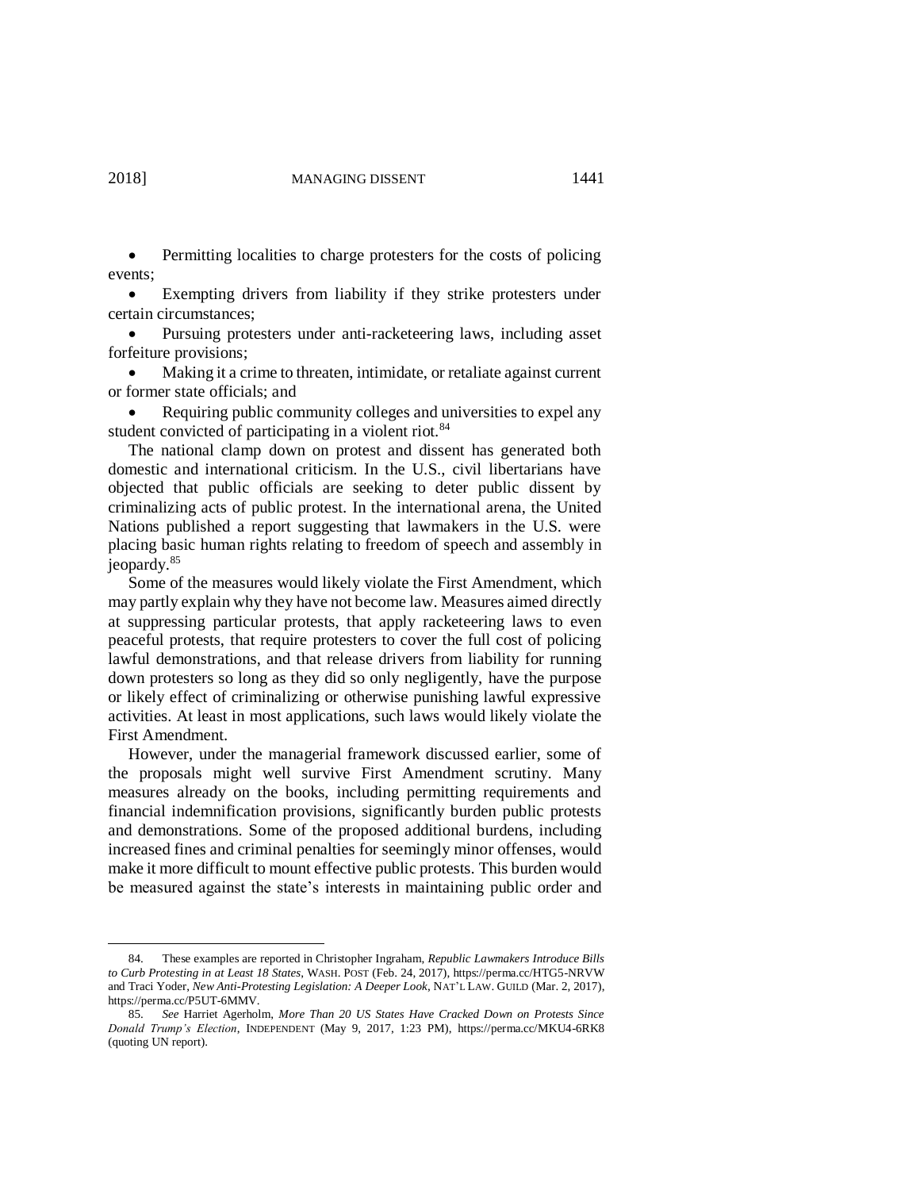- Permitting localities to charge protesters for the costs of policing events;
- Exempting drivers from liability if they strike protesters under certain circumstances;
- Pursuing protesters under anti-racketeering laws, including asset forfeiture provisions;
- Making it a crime to threaten, intimidate, or retaliate against current or former state officials; and
- Requiring public community colleges and universities to expel any student convicted of participating in a violent riot.[84]

The national clamp down on protest and dissent has generated both domestic and international criticism. In the U.S., civil libertarians have objected that public officials are seeking to deter public dissent by criminalizing acts of public protest. In the international arena, the United Nations published a report suggesting that lawmakers in the U.S. were placing basic human rights relating to freedom of speech and assembly in jeopardy.[85]

Some of the measures would likely violate the First Amendment, which may partly explain why they have not become law. Measures aimed directly at suppressing particular protests, that apply racketeering laws to even peaceful protests, that require protesters to cover the full cost of policing lawful demonstrations, and that release drivers from liability for running down protesters so long as they did so only negligently, have the purpose or likely effect of criminalizing or otherwise punishing lawful expressive activities. At least in most applications, such laws would likely violate the First Amendment.

However, under the managerial framework discussed earlier, some of the proposals might well survive First Amendment scrutiny. Many measures already on the books, including permitting requirements and financial indemnification provisions, significantly burden public protests and demonstrations. Some of the proposed additional burdens, including increased fines and criminal penalties for seemingly minor offenses, would make it more difficult to mount effective public protests. This burden would be measured against the state's interests in maintaining public order and

---

84. These examples are reported in Christopher Ingraham, *Republic Lawmakers Introduce Bills to Curb Protesting in at Least 18 States*, WASH. POST (Feb. 24, 2017), https://perma.cc/HTG5-NRVW and Traci Yoder, *New Anti-Protesting Legislation: A Deeper Look*, NAT'L LAW. GUILD (Mar. 2, 2017), https://perma.cc/P5UT-6MMV.

85. *See* Harriet Agerholm, *More Than 20 US States Have Cracked Down on Protests Since Donald Trump's Election*, INDEPENDENT (May 9, 2017, 1:23 PM), https://perma.cc/MKU4-6RK8 (quoting UN report).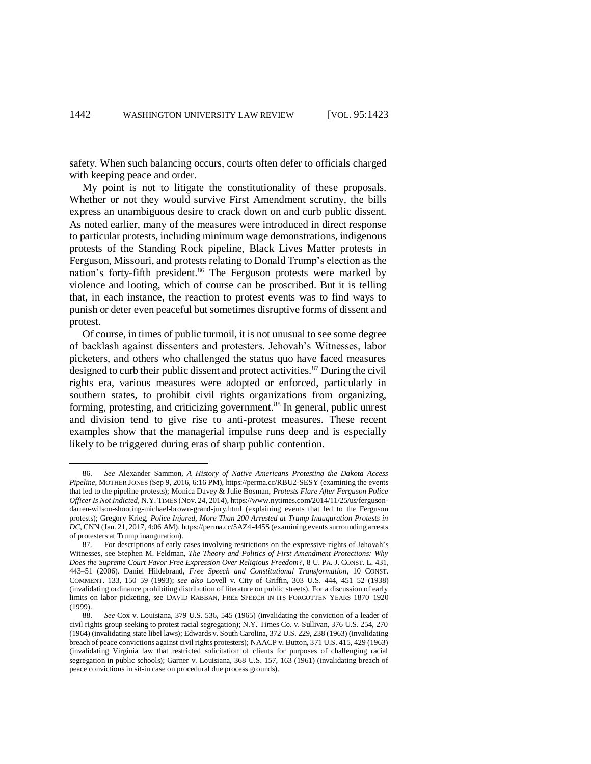safety. When such balancing occurs, courts often defer to officials charged with keeping peace and order.

My point is not to litigate the constitutionality of these proposals. Whether or not they would survive First Amendment scrutiny, the bills express an unambiguous desire to crack down on and curb public dissent. As noted earlier, many of the measures were introduced in direct response to particular protests, including minimum wage demonstrations, indigenous protests of the Standing Rock pipeline, Black Lives Matter protests in Ferguson, Missouri, and protests relating to Donald Trump's election as the nation's forty-fifth president.[86] The Ferguson protests were marked by violence and looting, which of course can be proscribed. But it is telling that, in each instance, the reaction to protest events was to find ways to punish or deter even peaceful but sometimes disruptive forms of dissent and protest.

Of course, in times of public turmoil, it is not unusual to see some degree of backlash against dissenters and protesters. Jehovah's Witnesses, labor picketers, and others who challenged the status quo have faced measures designed to curb their public dissent and protect activities.[87] During the civil rights era, various measures were adopted or enforced, particularly in southern states, to prohibit civil rights organizations from organizing, forming, protesting, and criticizing government.[88] In general, public unrest and division tend to give rise to anti-protest measures. These recent examples show that the managerial impulse runs deep and is especially likely to be triggered during eras of sharp public contention.

---

86. *See* Alexander Sammon, *A History of Native Americans Protesting the Dakota Access Pipeline*, MOTHER JONES (Sep 9, 2016, 6:16 PM), https://perma.cc/RBU2-SESY (examining the events that led to the pipeline protests); Monica Davey & Julie Bosman, *Protests Flare After Ferguson Police Officer Is Not Indicted*, N.Y. TIMES (Nov. 24, 2014), https://www.nytimes.com/2014/11/25/us/ferguson-darren-wilson-shooting-michael-brown-grand-jury.html (explaining events that led to the Ferguson protests); Gregory Krieg, *Police Injured, More Than 200 Arrested at Trump Inauguration Protests in DC*, CNN (Jan. 21, 2017, 4:06 AM), https://perma.cc/5AZ4-445S (examining events surrounding arrests of protesters at Trump inauguration).

87. For descriptions of early cases involving restrictions on the expressive rights of Jehovah's Witnesses, see Stephen M. Feldman, *The Theory and Politics of First Amendment Protections: Why Does the Supreme Court Favor Free Expression Over Religious Freedom?*, 8 U. PA. J. CONST. L. 431, 443–51 (2006). Daniel Hildebrand, *Free Speech and Constitutional Transformation*, 10 CONST. COMMENT. 133, 150–59 (1993); *see also* Lovell v. City of Griffin, 303 U.S. 444, 451–52 (1938) (invalidating ordinance prohibiting distribution of literature on public streets). For a discussion of early limits on labor picketing, see DAVID RABBAN, FREE SPEECH IN ITS FORGOTTEN YEARS 1870–1920 (1999).

88. *See* Cox v. Louisiana, 379 U.S. 536, 545 (1965) (invalidating the conviction of a leader of civil rights group seeking to protest racial segregation); N.Y. Times Co. v. Sullivan, 376 U.S. 254, 270 (1964) (invalidating state libel laws); Edwards v. South Carolina, 372 U.S. 229, 238 (1963) (invalidating breach of peace convictions against civil rights protesters); NAACP v. Button, 371 U.S. 415, 429 (1963) (invalidating Virginia law that restricted solicitation of clients for purposes of challenging racial segregation in public schools); Garner v. Louisiana, 368 U.S. 157, 163 (1961) (invalidating breach of peace convictions in sit-in case on procedural due process grounds).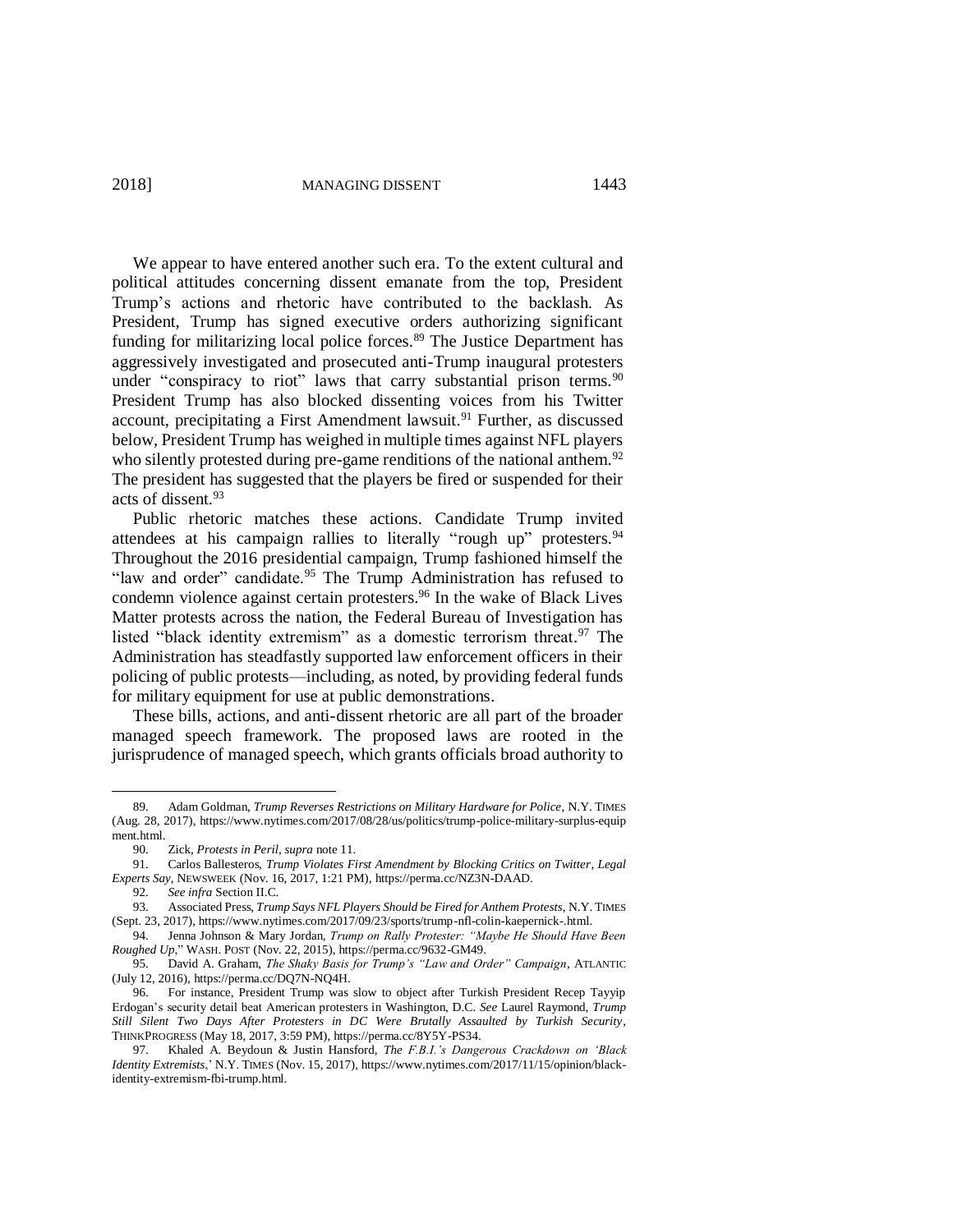We appear to have entered another such era. To the extent cultural and political attitudes concerning dissent emanate from the top, President Trump's actions and rhetoric have contributed to the backlash. As President, Trump has signed executive orders authorizing significant funding for militarizing local police forces.[89] The Justice Department has aggressively investigated and prosecuted anti-Trump inaugural protesters under "conspiracy to riot" laws that carry substantial prison terms.[90] President Trump has also blocked dissenting voices from his Twitter account, precipitating a First Amendment lawsuit.[91] Further, as discussed below, President Trump has weighed in multiple times against NFL players who silently protested during pre-game renditions of the national anthem.[92] The president has suggested that the players be fired or suspended for their acts of dissent.[93]

Public rhetoric matches these actions. Candidate Trump invited attendees at his campaign rallies to literally "rough up" protesters.[94] Throughout the 2016 presidential campaign, Trump fashioned himself the "law and order" candidate.[95] The Trump Administration has refused to condemn violence against certain protesters.[96] In the wake of Black Lives Matter protests across the nation, the Federal Bureau of Investigation has listed "black identity extremism" as a domestic terrorism threat.[97] The Administration has steadfastly supported law enforcement officers in their policing of public protests—including, as noted, by providing federal funds for military equipment for use at public demonstrations.

These bills, actions, and anti-dissent rhetoric are all part of the broader managed speech framework. The proposed laws are rooted in the jurisprudence of managed speech, which grants officials broad authority to

---

89. Adam Goldman, *Trump Reverses Restrictions on Military Hardware for Police*, N.Y. TIMES (Aug. 28, 2017), https://www.nytimes.com/2017/08/28/us/politics/trump-police-military-surplus-equipment.html.

90. Zick, *Protests in Peril*, *supra* note 11.

91. Carlos Ballesteros, *Trump Violates First Amendment by Blocking Critics on Twitter, Legal Experts Say*, NEWSWEEK (Nov. 16, 2017, 1:21 PM), https://perma.cc/NZ3N-DAAD.

92. *See infra* Section II.C.

93. Associated Press, *Trump Says NFL Players Should be Fired for Anthem Protests*, N.Y. TIMES (Sept. 23, 2017), https://www.nytimes.com/2017/09/23/sports/trump-nfl-colin-kaepernick-.html.

94. Jenna Johnson & Mary Jordan, *Trump on Rally Protester: "Maybe He Should Have Been Roughed Up*," WASH. POST (Nov. 22, 2015), https://perma.cc/9632-GM49.

95. David A. Graham, *The Shaky Basis for Trump's "Law and Order" Campaign*, ATLANTIC (July 12, 2016), https://perma.cc/DQ7N-NQ4H.

96. For instance, President Trump was slow to object after Turkish President Recep Tayyip Erdogan's security detail beat American protesters in Washington, D.C. *See* Laurel Raymond, *Trump Still Silent Two Days After Protesters in DC Were Brutally Assaulted by Turkish Security*, THINKPROGRESS (May 18, 2017, 3:59 PM), https://perma.cc/8Y5Y-PS34.

97. Khaled A. Beydoun & Justin Hansford, *The F.B.I.'s Dangerous Crackdown on 'Black Identity Extremists*,' N.Y. TIMES (Nov. 15, 2017), https://www.nytimes.com/2017/11/15/opinion/black-identity-extremism-fbi-trump.html.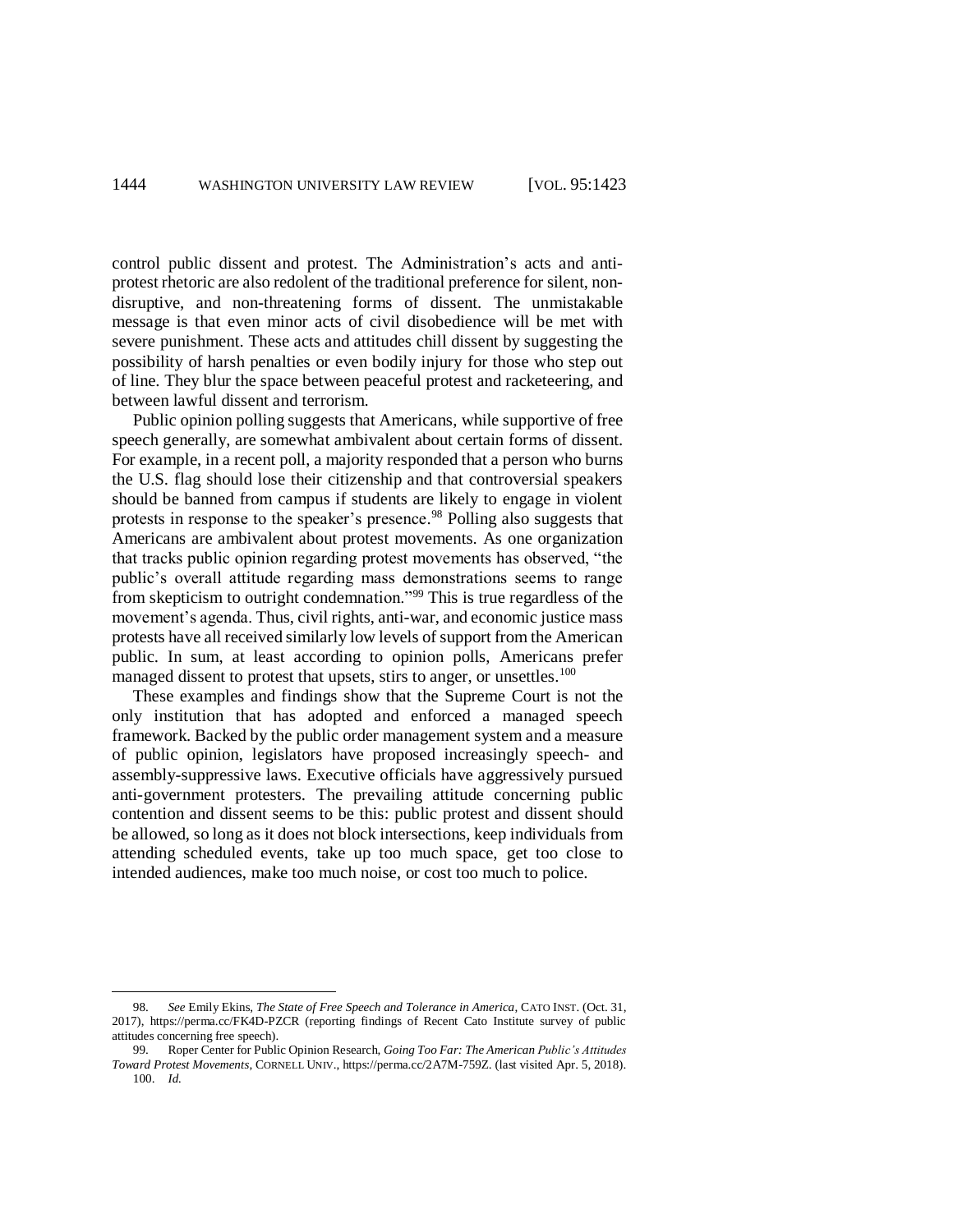control public dissent and protest. The Administration's acts and anti-protest rhetoric are also redolent of the traditional preference for silent, non-disruptive, and non-threatening forms of dissent. The unmistakable message is that even minor acts of civil disobedience will be met with severe punishment. These acts and attitudes chill dissent by suggesting the possibility of harsh penalties or even bodily injury for those who step out of line. They blur the space between peaceful protest and racketeering, and between lawful dissent and terrorism.

Public opinion polling suggests that Americans, while supportive of free speech generally, are somewhat ambivalent about certain forms of dissent. For example, in a recent poll, a majority responded that a person who burns the U.S. flag should lose their citizenship and that controversial speakers should be banned from campus if students are likely to engage in violent protests in response to the speaker's presence.[98] Polling also suggests that Americans are ambivalent about protest movements. As one organization that tracks public opinion regarding protest movements has observed, "the public's overall attitude regarding mass demonstrations seems to range from skepticism to outright condemnation."[99] This is true regardless of the movement's agenda. Thus, civil rights, anti-war, and economic justice mass protests have all received similarly low levels of support from the American public. In sum, at least according to opinion polls, Americans prefer managed dissent to protest that upsets, stirs to anger, or unsettles.[100]

These examples and findings show that the Supreme Court is not the only institution that has adopted and enforced a managed speech framework. Backed by the public order management system and a measure of public opinion, legislators have proposed increasingly speech- and assembly-suppressive laws. Executive officials have aggressively pursued anti-government protesters. The prevailing attitude concerning public contention and dissent seems to be this: public protest and dissent should be allowed, so long as it does not block intersections, keep individuals from attending scheduled events, take up too much space, get too close to intended audiences, make too much noise, or cost too much to police.

---

98. *See* Emily Ekins, *The State of Free Speech and Tolerance in America*, CATO INST. (Oct. 31, 2017), https://perma.cc/FK4D-PZCR (reporting findings of Recent Cato Institute survey of public attitudes concerning free speech).

99. Roper Center for Public Opinion Research, *Going Too Far: The American Public's Attitudes Toward Protest Movements*, CORNELL UNIV., https://perma.cc/2A7M-759Z. (last visited Apr. 5, 2018).

100. *Id.*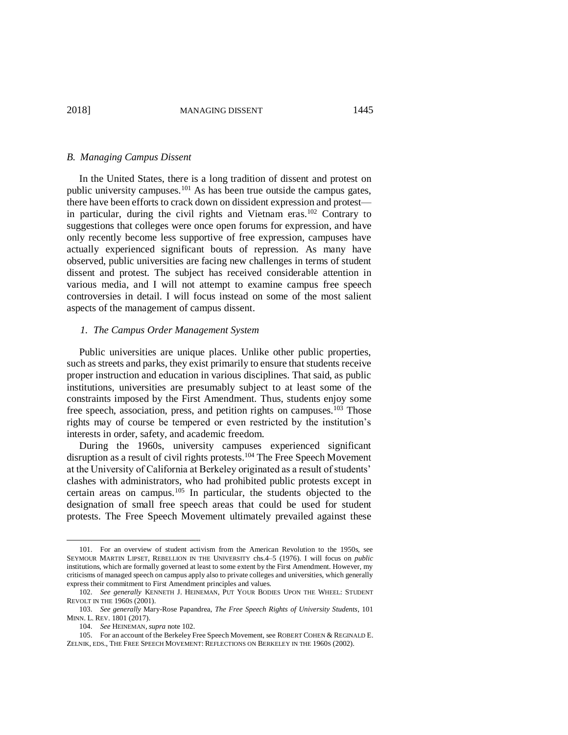### *B. Managing Campus Dissent*

In the United States, there is a long tradition of dissent and protest on public university campuses.[101] As has been true outside the campus gates, there have been efforts to crack down on dissident expression and protest—in particular, during the civil rights and Vietnam eras.[102] Contrary to suggestions that colleges were once open forums for expression, and have only recently become less supportive of free expression, campuses have actually experienced significant bouts of repression. As many have observed, public universities are facing new challenges in terms of student dissent and protest. The subject has received considerable attention in various media, and I will not attempt to examine campus free speech controversies in detail. I will focus instead on some of the most salient aspects of the management of campus dissent.

#### *1. The Campus Order Management System*

Public universities are unique places. Unlike other public properties, such as streets and parks, they exist primarily to ensure that students receive proper instruction and education in various disciplines. That said, as public institutions, universities are presumably subject to at least some of the constraints imposed by the First Amendment. Thus, students enjoy some free speech, association, press, and petition rights on campuses.[103] Those rights may of course be tempered or even restricted by the institution's interests in order, safety, and academic freedom.

During the 1960s, university campuses experienced significant disruption as a result of civil rights protests.[104] The Free Speech Movement at the University of California at Berkeley originated as a result of students' clashes with administrators, who had prohibited public protests except in certain areas on campus.[105] In particular, the students objected to the designation of small free speech areas that could be used for student protests. The Free Speech Movement ultimately prevailed against these

---

101. For an overview of student activism from the American Revolution to the 1950s, see SEYMOUR MARTIN LIPSET, REBELLION IN THE UNIVERSITY chs.4–5 (1976). I will focus on *public* institutions, which are formally governed at least to some extent by the First Amendment. However, my criticisms of managed speech on campus apply also to private colleges and universities, which generally express their commitment to First Amendment principles and values.

102. *See generally* KENNETH J. HEINEMAN, PUT YOUR BODIES UPON THE WHEEL: STUDENT REVOLT IN THE 1960S (2001).

103. *See generally* Mary-Rose Papandrea, *The Free Speech Rights of University Students*, 101 MINN. L. REV. 1801 (2017).

104. *See* HEINEMAN, *supra* note 102.

105. For an account of the Berkeley Free Speech Movement, see ROBERT COHEN & REGINALD E. ZELNIK, EDS., THE FREE SPEECH MOVEMENT: REFLECTIONS ON BERKELEY IN THE 1960S (2002).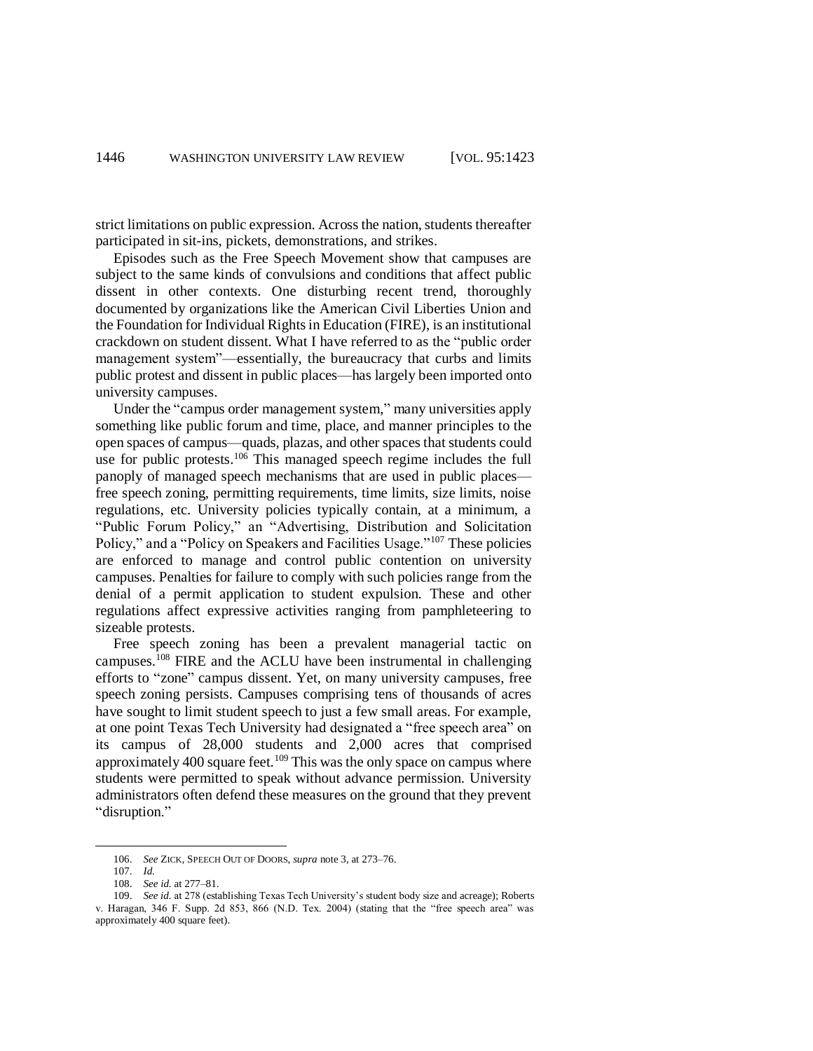strict limitations on public expression. Across the nation, students thereafter participated in sit-ins, pickets, demonstrations, and strikes.

Episodes such as the Free Speech Movement show that campuses are subject to the same kinds of convulsions and conditions that affect public dissent in other contexts. One disturbing recent trend, thoroughly documented by organizations like the American Civil Liberties Union and the Foundation for Individual Rights in Education (FIRE), is an institutional crackdown on student dissent. What I have referred to as the "public order management system"—essentially, the bureaucracy that curbs and limits public protest and dissent in public places—has largely been imported onto university campuses.

Under the "campus order management system," many universities apply something like public forum and time, place, and manner principles to the open spaces of campus—quads, plazas, and other spaces that students could use for public protests.[106] This managed speech regime includes the full panoply of managed speech mechanisms that are used in public places—free speech zoning, permitting requirements, time limits, size limits, noise regulations, etc. University policies typically contain, at a minimum, a "Public Forum Policy," an "Advertising, Distribution and Solicitation Policy," and a "Policy on Speakers and Facilities Usage."[107] These policies are enforced to manage and control public contention on university campuses. Penalties for failure to comply with such policies range from the denial of a permit application to student expulsion. These and other regulations affect expressive activities ranging from pamphleteering to sizeable protests.

Free speech zoning has been a prevalent managerial tactic on campuses.[108] FIRE and the ACLU have been instrumental in challenging efforts to "zone" campus dissent. Yet, on many university campuses, free speech zoning persists. Campuses comprising tens of thousands of acres have sought to limit student speech to just a few small areas. For example, at one point Texas Tech University had designated a "free speech area" on its campus of 28,000 students and 2,000 acres that comprised approximately 400 square feet.[109] This was the only space on campus where students were permitted to speak without advance permission. University administrators often defend these measures on the ground that they prevent "disruption."

---

106. *See* ZICK, SPEECH OUT OF DOORS, *supra* note 3, at 273–76.

107. *Id.*

108. *See id.* at 277–81.

109. *See id.* at 278 (establishing Texas Tech University's student body size and acreage); Roberts v. Haragan, 346 F. Supp. 2d 853, 866 (N.D. Tex. 2004) (stating that the "free speech area" was approximately 400 square feet).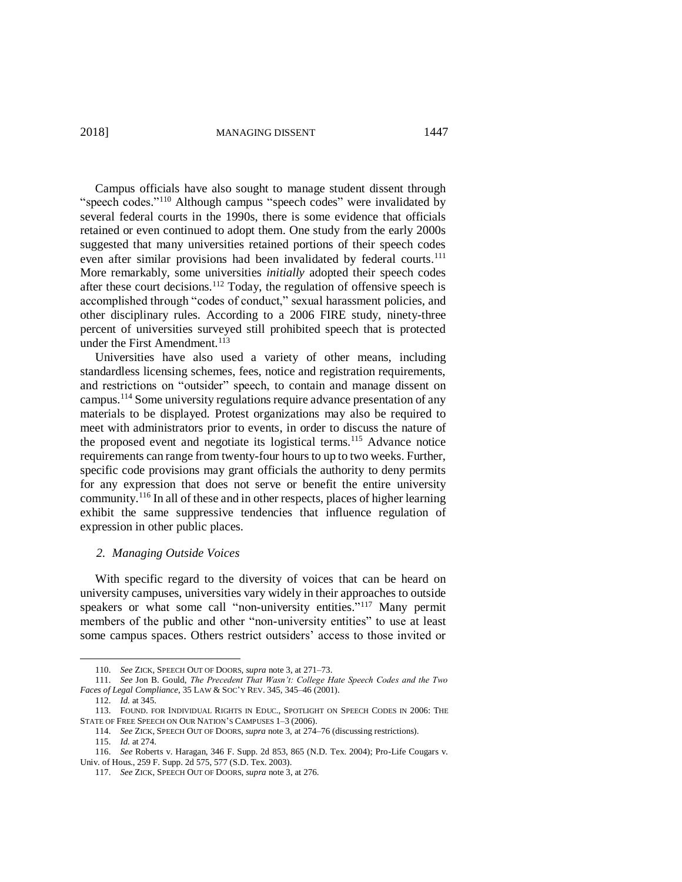Campus officials have also sought to manage student dissent through "speech codes."[110] Although campus "speech codes" were invalidated by several federal courts in the 1990s, there is some evidence that officials retained or even continued to adopt them. One study from the early 2000s suggested that many universities retained portions of their speech codes even after similar provisions had been invalidated by federal courts.[111] More remarkably, some universities *initially* adopted their speech codes after these court decisions.[112] Today, the regulation of offensive speech is accomplished through "codes of conduct," sexual harassment policies, and other disciplinary rules. According to a 2006 FIRE study, ninety-three percent of universities surveyed still prohibited speech that is protected under the First Amendment.[113]

Universities have also used a variety of other means, including standardless licensing schemes, fees, notice and registration requirements, and restrictions on "outsider" speech, to contain and manage dissent on campus.[114] Some university regulations require advance presentation of any materials to be displayed. Protest organizations may also be required to meet with administrators prior to events, in order to discuss the nature of the proposed event and negotiate its logistical terms.[115] Advance notice requirements can range from twenty-four hours to up to two weeks. Further, specific code provisions may grant officials the authority to deny permits for any expression that does not serve or benefit the entire university community.[116] In all of these and in other respects, places of higher learning exhibit the same suppressive tendencies that influence regulation of expression in other public places.

### *2. Managing Outside Voices*

With specific regard to the diversity of voices that can be heard on university campuses, universities vary widely in their approaches to outside speakers or what some call "non-university entities."[117] Many permit members of the public and other "non-university entities" to use at least some campus spaces. Others restrict outsiders' access to those invited or

---

110. *See* ZICK, SPEECH OUT OF DOORS, *supra* note 3, at 271–73.

111. *See* Jon B. Gould, *The Precedent That Wasn't: College Hate Speech Codes and the Two Faces of Legal Compliance*, 35 LAW & SOC'Y REV. 345, 345–46 (2001).

112. *Id.* at 345.

113. FOUND. FOR INDIVIDUAL RIGHTS IN EDUC., SPOTLIGHT ON SPEECH CODES IN 2006: THE STATE OF FREE SPEECH ON OUR NATION'S CAMPUSES 1–3 (2006).

114. *See* ZICK, SPEECH OUT OF DOORS, *supra* note 3, at 274–76 (discussing restrictions).

115. *Id.* at 274.

116. *See* Roberts v. Haragan, 346 F. Supp. 2d 853, 865 (N.D. Tex. 2004); Pro-Life Cougars v. Univ. of Hous., 259 F. Supp. 2d 575, 577 (S.D. Tex. 2003).

117. *See* ZICK, SPEECH OUT OF DOORS, *supra* note 3, at 276.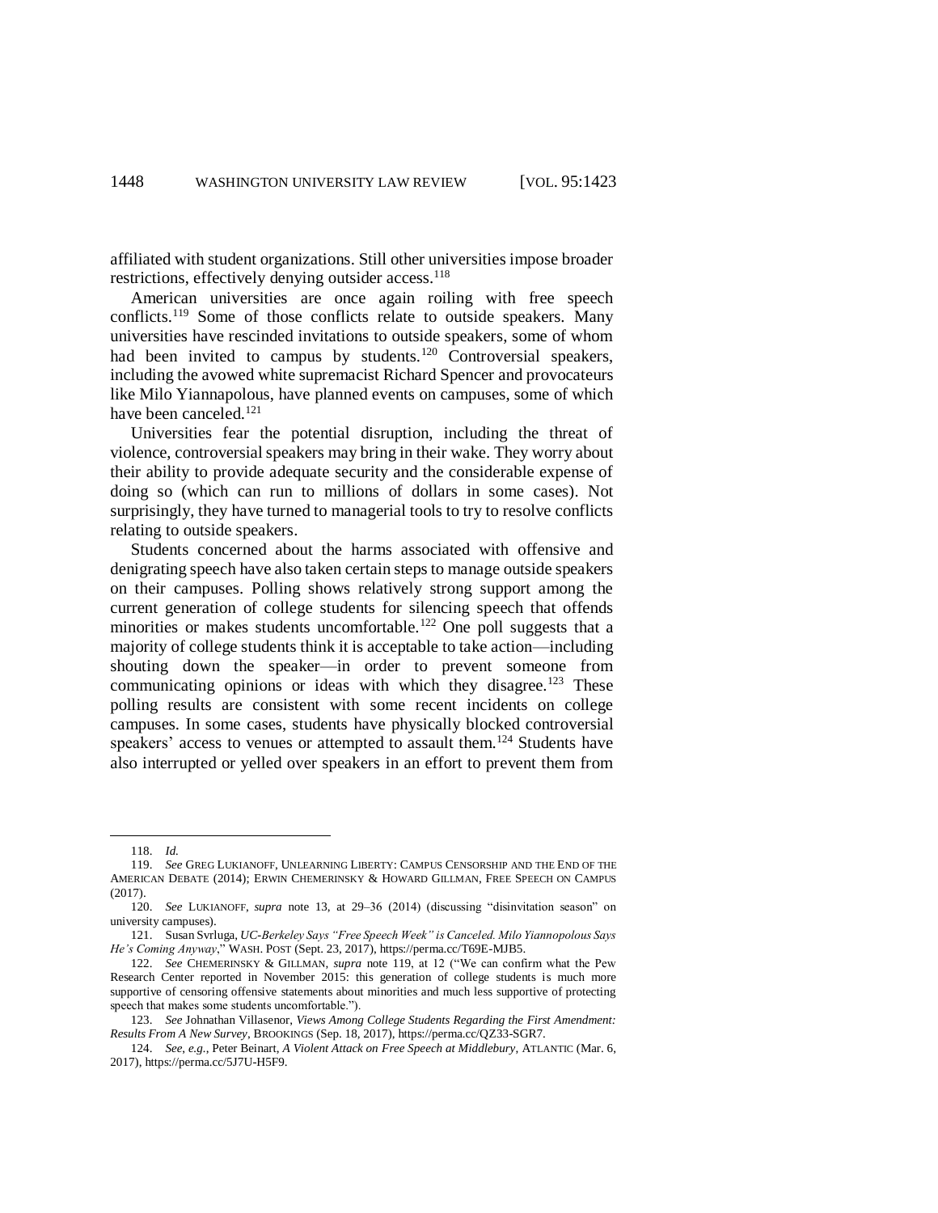affiliated with student organizations. Still other universities impose broader restrictions, effectively denying outsider access.[118]

American universities are once again roiling with free speech conflicts.[119] Some of those conflicts relate to outside speakers. Many universities have rescinded invitations to outside speakers, some of whom had been invited to campus by students.[120] Controversial speakers, including the avowed white supremacist Richard Spencer and provocateurs like Milo Yiannapolous, have planned events on campuses, some of which have been canceled.[121]

Universities fear the potential disruption, including the threat of violence, controversial speakers may bring in their wake. They worry about their ability to provide adequate security and the considerable expense of doing so (which can run to millions of dollars in some cases). Not surprisingly, they have turned to managerial tools to try to resolve conflicts relating to outside speakers.

Students concerned about the harms associated with offensive and denigrating speech have also taken certain steps to manage outside speakers on their campuses. Polling shows relatively strong support among the current generation of college students for silencing speech that offends minorities or makes students uncomfortable.[122] One poll suggests that a majority of college students think it is acceptable to take action—including shouting down the speaker—in order to prevent someone from communicating opinions or ideas with which they disagree.[123] These polling results are consistent with some recent incidents on college campuses. In some cases, students have physically blocked controversial speakers' access to venues or attempted to assault them.[124] Students have also interrupted or yelled over speakers in an effort to prevent them from

---

118. *Id.*

119. *See* GREG LUKIANOFF, UNLEARNING LIBERTY: CAMPUS CENSORSHIP AND THE END OF THE AMERICAN DEBATE (2014); ERWIN CHEMERINSKY & HOWARD GILLMAN, FREE SPEECH ON CAMPUS (2017).

120. *See* LUKIANOFF, *supra* note 13, at 29–36 (2014) (discussing "disinvitation season" on university campuses).

121. Susan Svrluga, *UC-Berkeley Says "Free Speech Week" is Canceled. Milo Yiannopolous Says He's Coming Anyway*," WASH. POST (Sept. 23, 2017), https://perma.cc/T69E-MJB5.

122. *See* CHEMERINSKY & GILLMAN, *supra* note 119, at 12 ("We can confirm what the Pew Research Center reported in November 2015: this generation of college students is much more supportive of censoring offensive statements about minorities and much less supportive of protecting speech that makes some students uncomfortable.").

123. *See* Johnathan Villasenor, *Views Among College Students Regarding the First Amendment: Results From A New Survey*, BROOKINGS (Sep. 18, 2017), https://perma.cc/QZ33-SGR7.

124. *See, e.g.*, Peter Beinart, *A Violent Attack on Free Speech at Middlebury*, ATLANTIC (Mar. 6, 2017), https://perma.cc/5J7U-H5F9.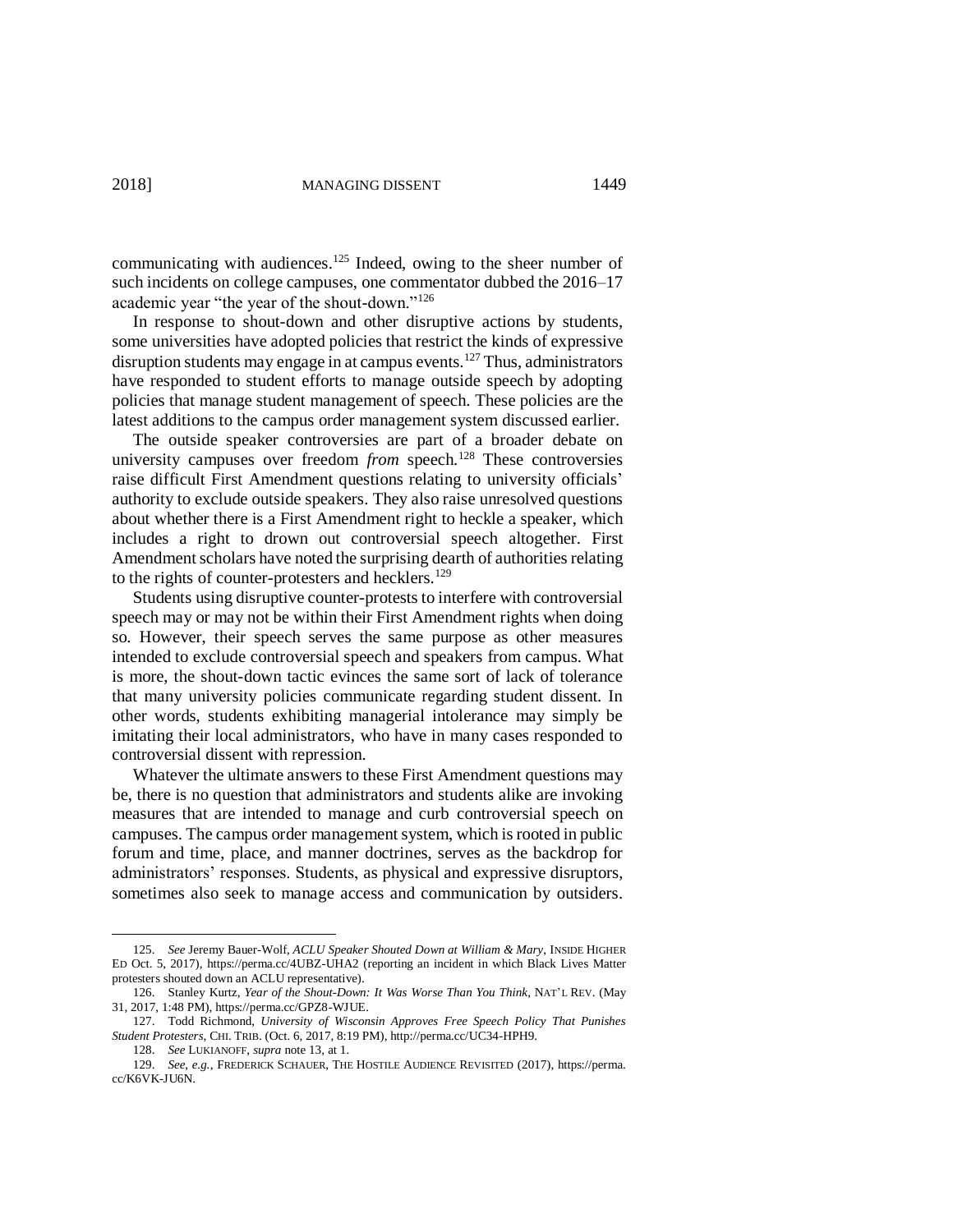communicating with audiences.[125] Indeed, owing to the sheer number of such incidents on college campuses, one commentator dubbed the 2016–17 academic year "the year of the shout-down."[126]

In response to shout-down and other disruptive actions by students, some universities have adopted policies that restrict the kinds of expressive disruption students may engage in at campus events.[127] Thus, administrators have responded to student efforts to manage outside speech by adopting policies that manage student management of speech. These policies are the latest additions to the campus order management system discussed earlier.

The outside speaker controversies are part of a broader debate on university campuses over freedom *from* speech.[128] These controversies raise difficult First Amendment questions relating to university officials' authority to exclude outside speakers. They also raise unresolved questions about whether there is a First Amendment right to heckle a speaker, which includes a right to drown out controversial speech altogether. First Amendment scholars have noted the surprising dearth of authorities relating to the rights of counter-protesters and hecklers.[129]

Students using disruptive counter-protests to interfere with controversial speech may or may not be within their First Amendment rights when doing so. However, their speech serves the same purpose as other measures intended to exclude controversial speech and speakers from campus. What is more, the shout-down tactic evinces the same sort of lack of tolerance that many university policies communicate regarding student dissent. In other words, students exhibiting managerial intolerance may simply be imitating their local administrators, who have in many cases responded to controversial dissent with repression.

Whatever the ultimate answers to these First Amendment questions may be, there is no question that administrators and students alike are invoking measures that are intended to manage and curb controversial speech on campuses. The campus order management system, which is rooted in public forum and time, place, and manner doctrines, serves as the backdrop for administrators' responses. Students, as physical and expressive disruptors, sometimes also seek to manage access and communication by outsiders.

---

125. *See* Jeremy Bauer-Wolf, *ACLU Speaker Shouted Down at William & Mary*, INSIDE HIGHER ED Oct. 5, 2017), https://perma.cc/4UBZ-UHA2 (reporting an incident in which Black Lives Matter protesters shouted down an ACLU representative).

126. Stanley Kurtz, *Year of the Shout-Down: It Was Worse Than You Think*, NAT'L REV. (May 31, 2017, 1:48 PM), https://perma.cc/GPZ8-WJUE.

127. Todd Richmond, *University of Wisconsin Approves Free Speech Policy That Punishes Student Protesters*, CHI. TRIB. (Oct. 6, 2017, 8:19 PM), http://perma.cc/UC34-HPH9.

128. *See* LUKIANOFF, *supra* note 13, at 1.

129. *See, e.g.*, FREDERICK SCHAUER, THE HOSTILE AUDIENCE REVISITED (2017), https://perma.cc/K6VK-JU6N.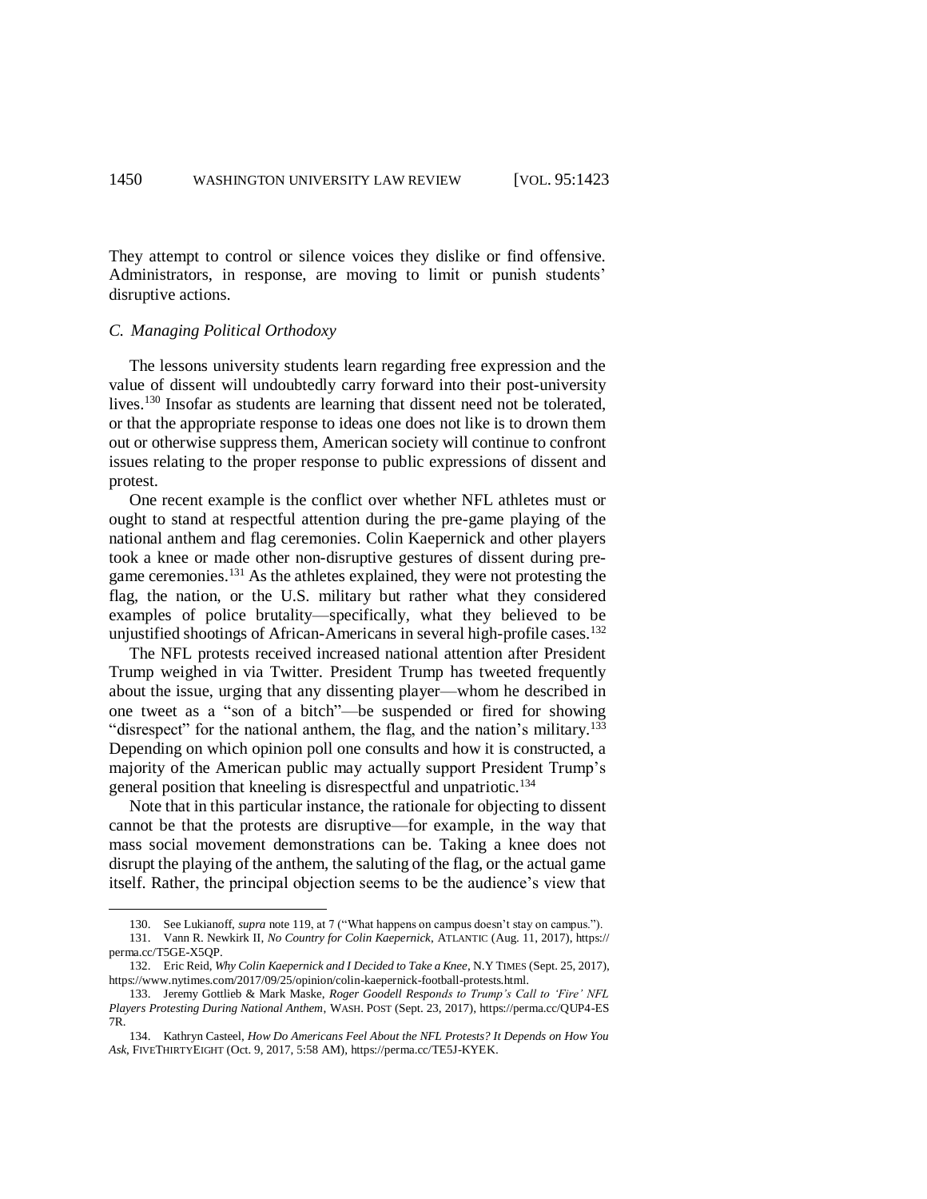They attempt to control or silence voices they dislike or find offensive. Administrators, in response, are moving to limit or punish students' disruptive actions.

### *C. Managing Political Orthodoxy*

The lessons university students learn regarding free expression and the value of dissent will undoubtedly carry forward into their post-university lives.[130] Insofar as students are learning that dissent need not be tolerated, or that the appropriate response to ideas one does not like is to drown them out or otherwise suppress them, American society will continue to confront issues relating to the proper response to public expressions of dissent and protest.

One recent example is the conflict over whether NFL athletes must or ought to stand at respectful attention during the pre-game playing of the national anthem and flag ceremonies. Colin Kaepernick and other players took a knee or made other non-disruptive gestures of dissent during pre-game ceremonies.[131] As the athletes explained, they were not protesting the flag, the nation, or the U.S. military but rather what they considered examples of police brutality—specifically, what they believed to be unjustified shootings of African-Americans in several high-profile cases.[132]

The NFL protests received increased national attention after President Trump weighed in via Twitter. President Trump has tweeted frequently about the issue, urging that any dissenting player—whom he described in one tweet as a "son of a bitch"—be suspended or fired for showing "disrespect" for the national anthem, the flag, and the nation's military.[133] Depending on which opinion poll one consults and how it is constructed, a majority of the American public may actually support President Trump's general position that kneeling is disrespectful and unpatriotic.[134]

Note that in this particular instance, the rationale for objecting to dissent cannot be that the protests are disruptive—for example, in the way that mass social movement demonstrations can be. Taking a knee does not disrupt the playing of the anthem, the saluting of the flag, or the actual game itself. Rather, the principal objection seems to be the audience's view that

---

130. See Lukianoff, *supra* note 119, at 7 ("What happens on campus doesn't stay on campus.").

131. Vann R. Newkirk II, *No Country for Colin Kaepernick*, ATLANTIC (Aug. 11, 2017), https://perma.cc/T5GE-X5QP.

132. Eric Reid, *Why Colin Kaepernick and I Decided to Take a Knee*, N.Y TIMES (Sept. 25, 2017), https://www.nytimes.com/2017/09/25/opinion/colin-kaepernick-football-protests.html.

133. Jeremy Gottlieb & Mark Maske, *Roger Goodell Responds to Trump's Call to 'Fire' NFL Players Protesting During National Anthem*, WASH. POST (Sept. 23, 2017), https://perma.cc/QUP4-ES7R.

134. Kathryn Casteel, *How Do Americans Feel About the NFL Protests? It Depends on How You Ask*, FIVETHIRTYEIGHT (Oct. 9, 2017, 5:58 AM), https://perma.cc/TE5J-KYEK.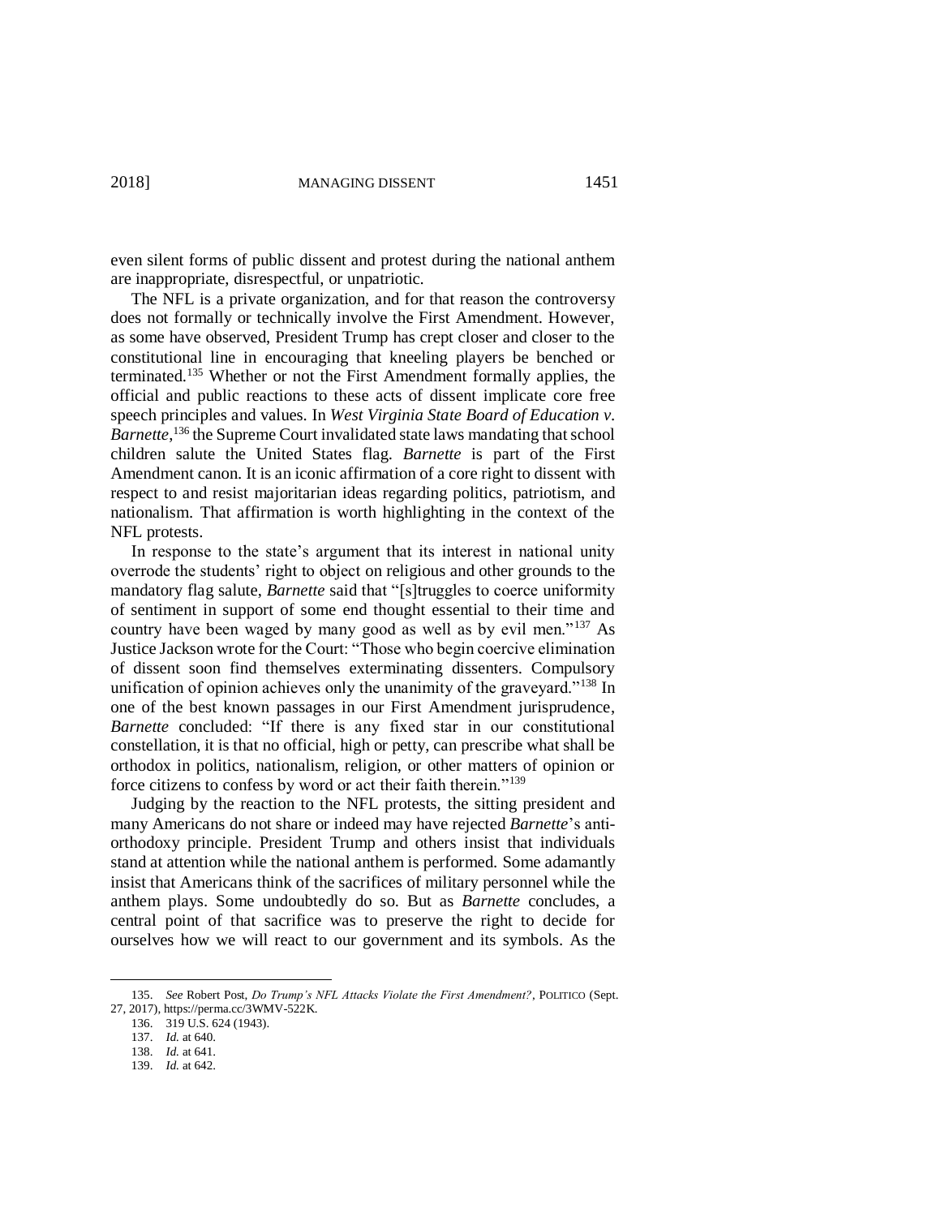even silent forms of public dissent and protest during the national anthem are inappropriate, disrespectful, or unpatriotic.

The NFL is a private organization, and for that reason the controversy does not formally or technically involve the First Amendment. However, as some have observed, President Trump has crept closer and closer to the constitutional line in encouraging that kneeling players be benched or terminated.[135] Whether or not the First Amendment formally applies, the official and public reactions to these acts of dissent implicate core free speech principles and values. In *West Virginia State Board of Education v. Barnette*,[136] the Supreme Court invalidated state laws mandating that school children salute the United States flag. *Barnette* is part of the First Amendment canon. It is an iconic affirmation of a core right to dissent with respect to and resist majoritarian ideas regarding politics, patriotism, and nationalism. That affirmation is worth highlighting in the context of the NFL protests.

In response to the state's argument that its interest in national unity overrode the students' right to object on religious and other grounds to the mandatory flag salute, *Barnette* said that "[s]truggles to coerce uniformity of sentiment in support of some end thought essential to their time and country have been waged by many good as well as by evil men."[137] As Justice Jackson wrote for the Court: "Those who begin coercive elimination of dissent soon find themselves exterminating dissenters. Compulsory unification of opinion achieves only the unanimity of the graveyard."[138] In one of the best known passages in our First Amendment jurisprudence, *Barnette* concluded: "If there is any fixed star in our constitutional constellation, it is that no official, high or petty, can prescribe what shall be orthodox in politics, nationalism, religion, or other matters of opinion or force citizens to confess by word or act their faith therein."[139]

Judging by the reaction to the NFL protests, the sitting president and many Americans do not share or indeed may have rejected *Barnette*'s anti-orthodoxy principle. President Trump and others insist that individuals stand at attention while the national anthem is performed. Some adamantly insist that Americans think of the sacrifices of military personnel while the anthem plays. Some undoubtedly do so. But as *Barnette* concludes, a central point of that sacrifice was to preserve the right to decide for ourselves how we will react to our government and its symbols. As the

---

135. *See* Robert Post, *Do Trump's NFL Attacks Violate the First Amendment?*, POLITICO (Sept. 27, 2017), https://perma.cc/3WMV-522K.

136. 319 U.S. 624 (1943).

137. *Id.* at 640.

138. *Id.* at 641.

139. *Id.* at 642.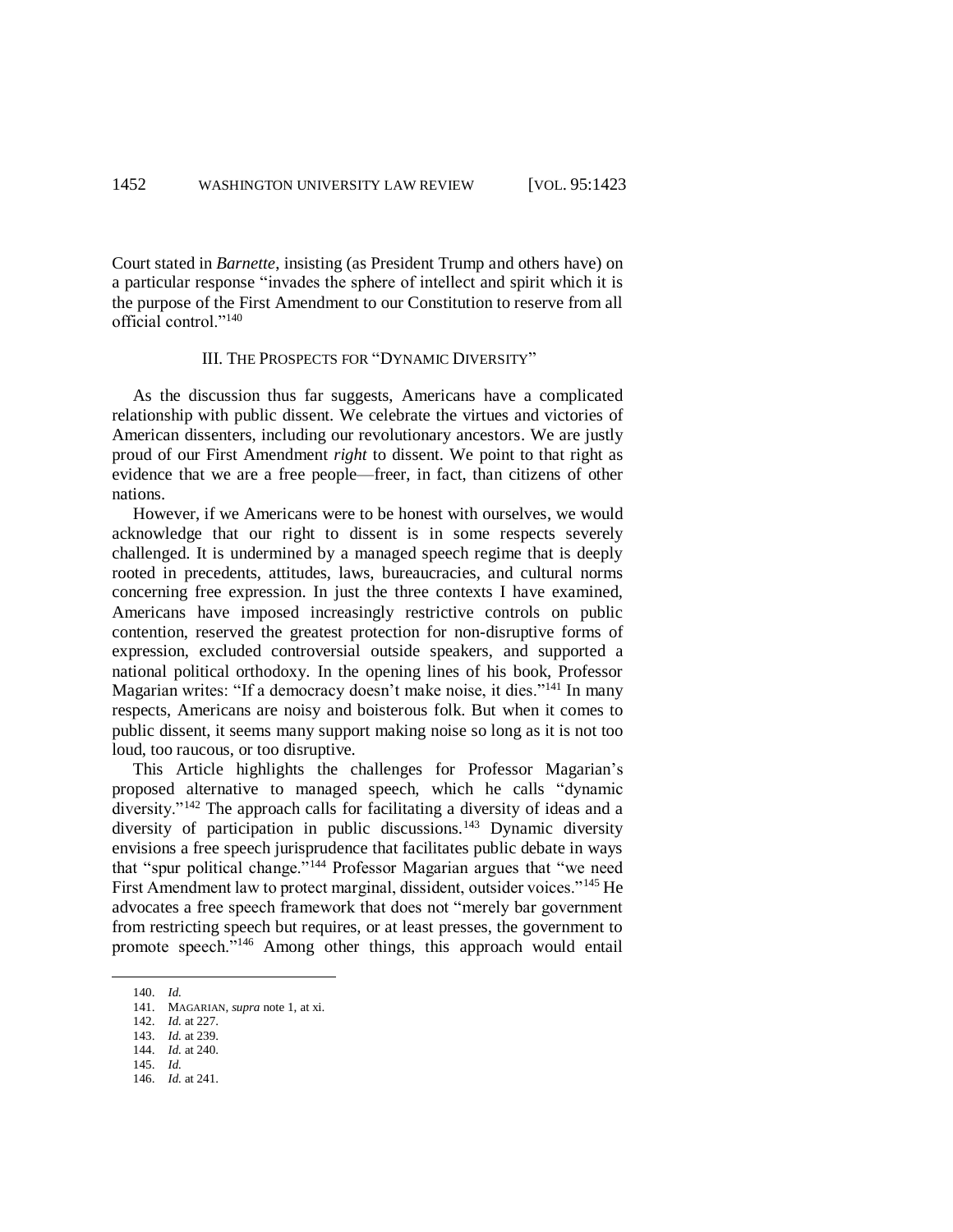Court stated in *Barnette*, insisting (as President Trump and others have) on a particular response "invades the sphere of intellect and spirit which it is the purpose of the First Amendment to our Constitution to reserve from all official control."[140]

## III. THE PROSPECTS FOR "DYNAMIC DIVERSITY"

As the discussion thus far suggests, Americans have a complicated relationship with public dissent. We celebrate the virtues and victories of American dissenters, including our revolutionary ancestors. We are justly proud of our First Amendment *right* to dissent. We point to that right as evidence that we are a free people—freer, in fact, than citizens of other nations.

However, if we Americans were to be honest with ourselves, we would acknowledge that our right to dissent is in some respects severely challenged. It is undermined by a managed speech regime that is deeply rooted in precedents, attitudes, laws, bureaucracies, and cultural norms concerning free expression. In just the three contexts I have examined, Americans have imposed increasingly restrictive controls on public contention, reserved the greatest protection for non-disruptive forms of expression, excluded controversial outside speakers, and supported a national political orthodoxy. In the opening lines of his book, Professor Magarian writes: "If a democracy doesn't make noise, it dies."[141] In many respects, Americans are noisy and boisterous folk. But when it comes to public dissent, it seems many support making noise so long as it is not too loud, too raucous, or too disruptive.

This Article highlights the challenges for Professor Magarian's proposed alternative to managed speech, which he calls "dynamic diversity."[142] The approach calls for facilitating a diversity of ideas and a diversity of participation in public discussions.[143] Dynamic diversity envisions a free speech jurisprudence that facilitates public debate in ways that "spur political change."[144] Professor Magarian argues that "we need First Amendment law to protect marginal, dissident, outsider voices."[145] He advocates a free speech framework that does not "merely bar government from restricting speech but requires, or at least presses, the government to promote speech."[146] Among other things, this approach would entail

---

140. *Id.*

141. MAGARIAN, *supra* note 1, at xi.

142. *Id.* at 227.

143. *Id.* at 239.

144. *Id.* at 240.

145. *Id.*

146. *Id.* at 241.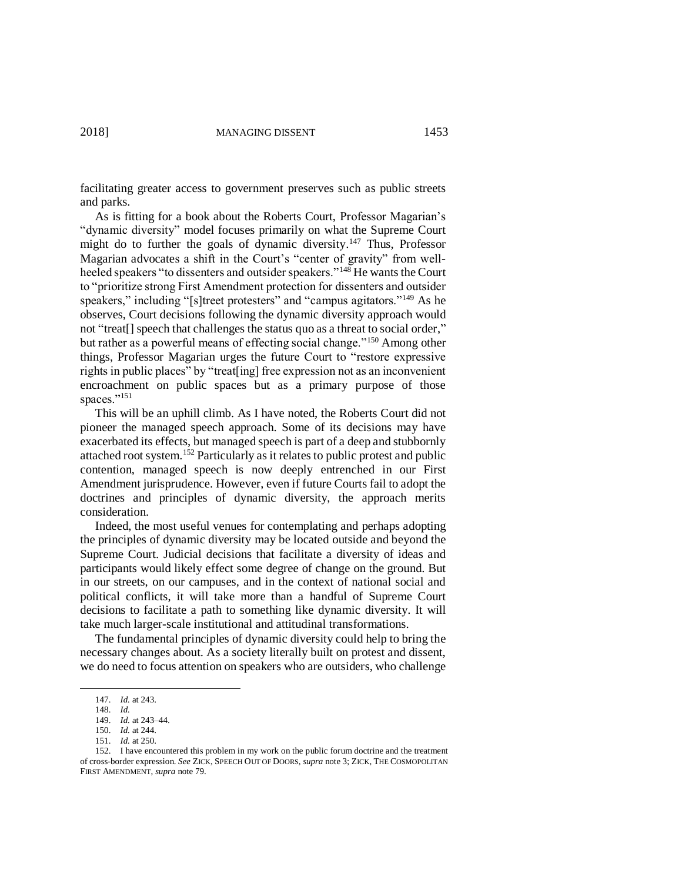facilitating greater access to government preserves such as public streets and parks.

As is fitting for a book about the Roberts Court, Professor Magarian's "dynamic diversity" model focuses primarily on what the Supreme Court might do to further the goals of dynamic diversity.[147] Thus, Professor Magarian advocates a shift in the Court's "center of gravity" from well-heeled speakers "to dissenters and outsider speakers."[148] He wants the Court to "prioritize strong First Amendment protection for dissenters and outsider speakers," including "[s]treet protesters" and "campus agitators."[149] As he observes, Court decisions following the dynamic diversity approach would not "treat[] speech that challenges the status quo as a threat to social order," but rather as a powerful means of effecting social change."[150] Among other things, Professor Magarian urges the future Court to "restore expressive rights in public places" by "treat[ing] free expression not as an inconvenient encroachment on public spaces but as a primary purpose of those spaces."[151]

This will be an uphill climb. As I have noted, the Roberts Court did not pioneer the managed speech approach. Some of its decisions may have exacerbated its effects, but managed speech is part of a deep and stubbornly attached root system.[152] Particularly as it relates to public protest and public contention, managed speech is now deeply entrenched in our First Amendment jurisprudence. However, even if future Courts fail to adopt the doctrines and principles of dynamic diversity, the approach merits consideration.

Indeed, the most useful venues for contemplating and perhaps adopting the principles of dynamic diversity may be located outside and beyond the Supreme Court. Judicial decisions that facilitate a diversity of ideas and participants would likely effect some degree of change on the ground. But in our streets, on our campuses, and in the context of national social and political conflicts, it will take more than a handful of Supreme Court decisions to facilitate a path to something like dynamic diversity. It will take much larger-scale institutional and attitudinal transformations.

The fundamental principles of dynamic diversity could help to bring the necessary changes about. As a society literally built on protest and dissent, we do need to focus attention on speakers who are outsiders, who challenge

---

147. *Id.* at 243.

148. *Id.*

149. *Id.* at 243–44.

150. *Id.* at 244.

151. *Id.* at 250.

152. I have encountered this problem in my work on the public forum doctrine and the treatment of cross-border expression. *See* ZICK, SPEECH OUT OF DOORS, *supra* note 3; ZICK, THE COSMOPOLITAN FIRST AMENDMENT, *supra* note 79.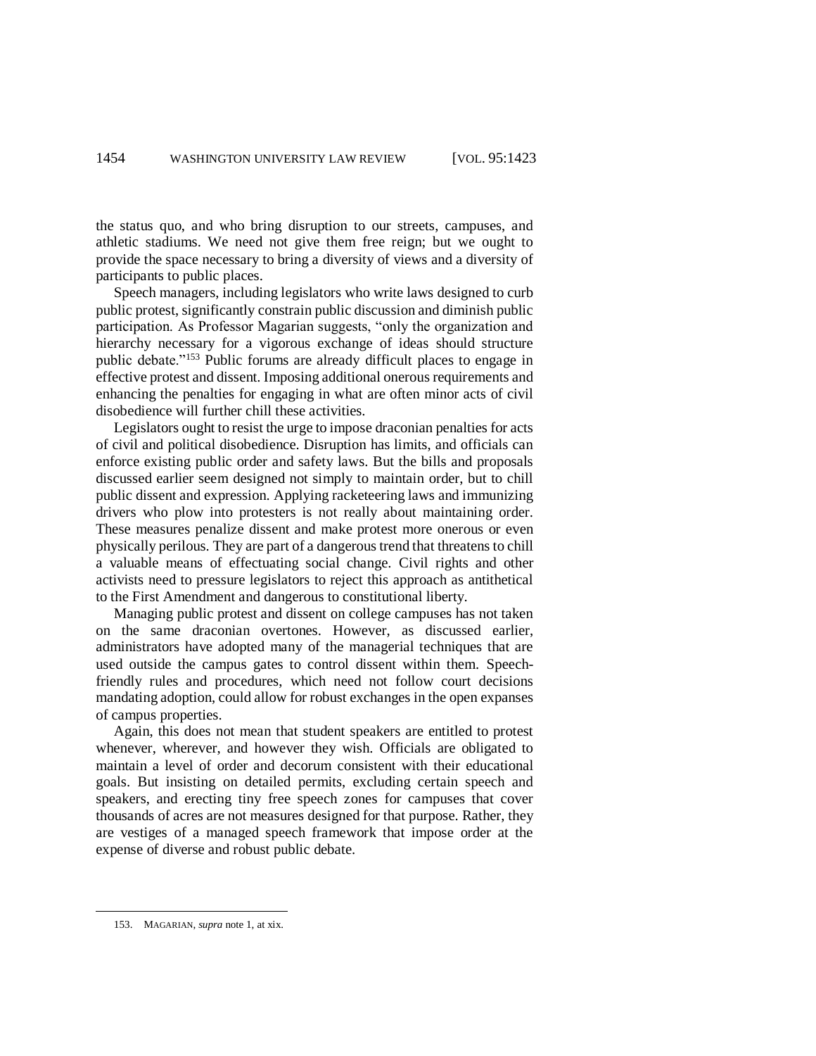the status quo, and who bring disruption to our streets, campuses, and athletic stadiums. We need not give them free reign; but we ought to provide the space necessary to bring a diversity of views and a diversity of participants to public places.

Speech managers, including legislators who write laws designed to curb public protest, significantly constrain public discussion and diminish public participation. As Professor Magarian suggests, "only the organization and hierarchy necessary for a vigorous exchange of ideas should structure public debate."[153] Public forums are already difficult places to engage in effective protest and dissent. Imposing additional onerous requirements and enhancing the penalties for engaging in what are often minor acts of civil disobedience will further chill these activities.

Legislators ought to resist the urge to impose draconian penalties for acts of civil and political disobedience. Disruption has limits, and officials can enforce existing public order and safety laws. But the bills and proposals discussed earlier seem designed not simply to maintain order, but to chill public dissent and expression. Applying racketeering laws and immunizing drivers who plow into protesters is not really about maintaining order. These measures penalize dissent and make protest more onerous or even physically perilous. They are part of a dangerous trend that threatens to chill a valuable means of effectuating social change. Civil rights and other activists need to pressure legislators to reject this approach as antithetical to the First Amendment and dangerous to constitutional liberty.

Managing public protest and dissent on college campuses has not taken on the same draconian overtones. However, as discussed earlier, administrators have adopted many of the managerial techniques that are used outside the campus gates to control dissent within them. Speech-friendly rules and procedures, which need not follow court decisions mandating adoption, could allow for robust exchanges in the open expanses of campus properties.

Again, this does not mean that student speakers are entitled to protest whenever, wherever, and however they wish. Officials are obligated to maintain a level of order and decorum consistent with their educational goals. But insisting on detailed permits, excluding certain speech and speakers, and erecting tiny free speech zones for campuses that cover thousands of acres are not measures designed for that purpose. Rather, they are vestiges of a managed speech framework that impose order at the expense of diverse and robust public debate.

---

153. MAGARIAN, *supra* note 1, at xix.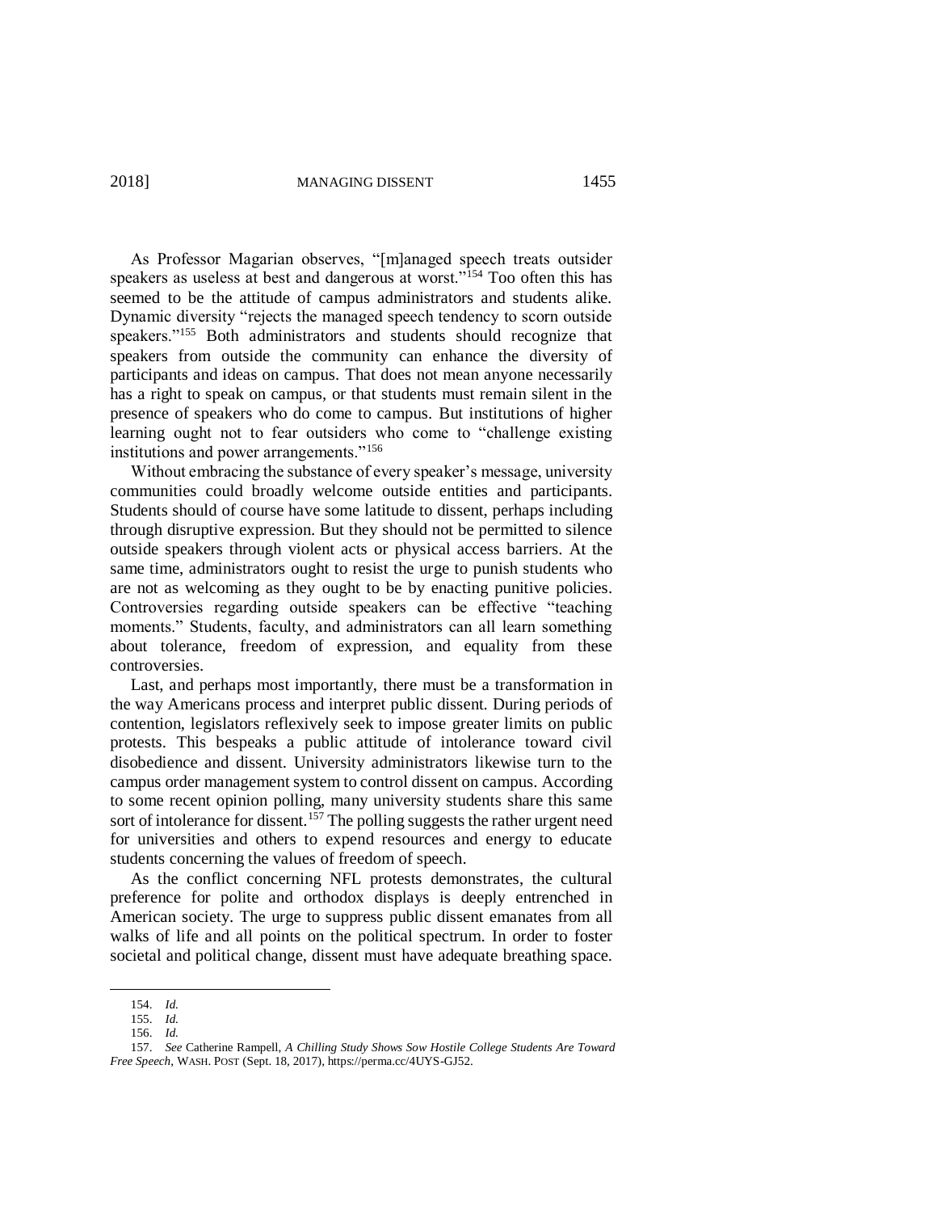As Professor Magarian observes, "[m]anaged speech treats outsider speakers as useless at best and dangerous at worst."[154] Too often this has seemed to be the attitude of campus administrators and students alike. Dynamic diversity "rejects the managed speech tendency to scorn outside speakers."[155] Both administrators and students should recognize that speakers from outside the community can enhance the diversity of participants and ideas on campus. That does not mean anyone necessarily has a right to speak on campus, or that students must remain silent in the presence of speakers who do come to campus. But institutions of higher learning ought not to fear outsiders who come to "challenge existing institutions and power arrangements."[156]

Without embracing the substance of every speaker's message, university communities could broadly welcome outside entities and participants. Students should of course have some latitude to dissent, perhaps including through disruptive expression. But they should not be permitted to silence outside speakers through violent acts or physical access barriers. At the same time, administrators ought to resist the urge to punish students who are not as welcoming as they ought to be by enacting punitive policies. Controversies regarding outside speakers can be effective "teaching moments." Students, faculty, and administrators can all learn something about tolerance, freedom of expression, and equality from these controversies.

Last, and perhaps most importantly, there must be a transformation in the way Americans process and interpret public dissent. During periods of contention, legislators reflexively seek to impose greater limits on public protests. This bespeaks a public attitude of intolerance toward civil disobedience and dissent. University administrators likewise turn to the campus order management system to control dissent on campus. According to some recent opinion polling, many university students share this same sort of intolerance for dissent.[157] The polling suggests the rather urgent need for universities and others to expend resources and energy to educate students concerning the values of freedom of speech.

As the conflict concerning NFL protests demonstrates, the cultural preference for polite and orthodox displays is deeply entrenched in American society. The urge to suppress public dissent emanates from all walks of life and all points on the political spectrum. In order to foster societal and political change, dissent must have adequate breathing space.

---

154. *Id.*

155. *Id.*

156. *Id.*

157. *See* Catherine Rampell, *A Chilling Study Shows Sow Hostile College Students Are Toward Free Speech*, WASH. POST (Sept. 18, 2017), https://perma.cc/4UYS-GJ52.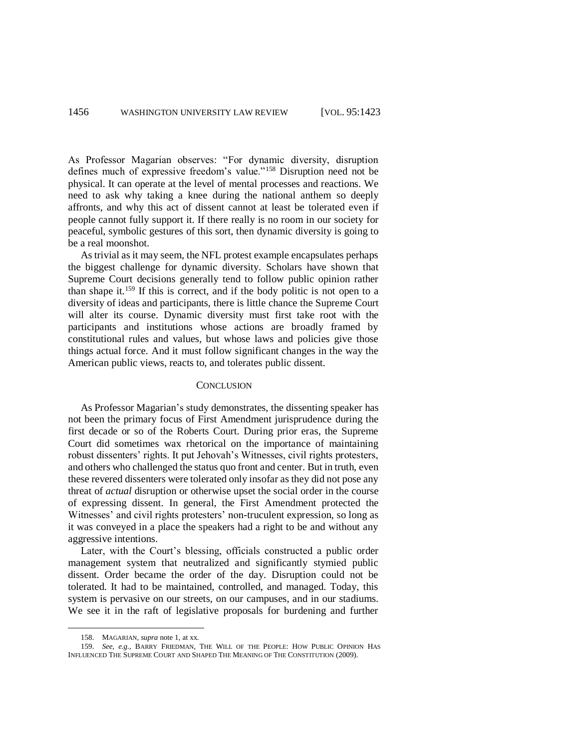As Professor Magarian observes: "For dynamic diversity, disruption defines much of expressive freedom's value."[158] Disruption need not be physical. It can operate at the level of mental processes and reactions. We need to ask why taking a knee during the national anthem so deeply affronts, and why this act of dissent cannot at least be tolerated even if people cannot fully support it. If there really is no room in our society for peaceful, symbolic gestures of this sort, then dynamic diversity is going to be a real moonshot.

As trivial as it may seem, the NFL protest example encapsulates perhaps the biggest challenge for dynamic diversity. Scholars have shown that Supreme Court decisions generally tend to follow public opinion rather than shape it.[159] If this is correct, and if the body politic is not open to a diversity of ideas and participants, there is little chance the Supreme Court will alter its course. Dynamic diversity must first take root with the participants and institutions whose actions are broadly framed by constitutional rules and values, but whose laws and policies give those things actual force. And it must follow significant changes in the way the American public views, reacts to, and tolerates public dissent.

## CONCLUSION

As Professor Magarian's study demonstrates, the dissenting speaker has not been the primary focus of First Amendment jurisprudence during the first decade or so of the Roberts Court. During prior eras, the Supreme Court did sometimes wax rhetorical on the importance of maintaining robust dissenters' rights. It put Jehovah's Witnesses, civil rights protesters, and others who challenged the status quo front and center. But in truth, even these revered dissenters were tolerated only insofar as they did not pose any threat of *actual* disruption or otherwise upset the social order in the course of expressing dissent. In general, the First Amendment protected the Witnesses' and civil rights protesters' non-truculent expression, so long as it was conveyed in a place the speakers had a right to be and without any aggressive intentions.

Later, with the Court's blessing, officials constructed a public order management system that neutralized and significantly stymied public dissent. Order became the order of the day. Disruption could not be tolerated. It had to be maintained, controlled, and managed. Today, this system is pervasive on our streets, on our campuses, and in our stadiums. We see it in the raft of legislative proposals for burdening and further

---

158. MAGARIAN, *supra* note 1, at xx.

159. *See, e.g.*, BARRY FRIEDMAN, THE WILL OF THE PEOPLE: HOW PUBLIC OPINION HAS INFLUENCED THE SUPREME COURT AND SHAPED THE MEANING OF THE CONSTITUTION (2009).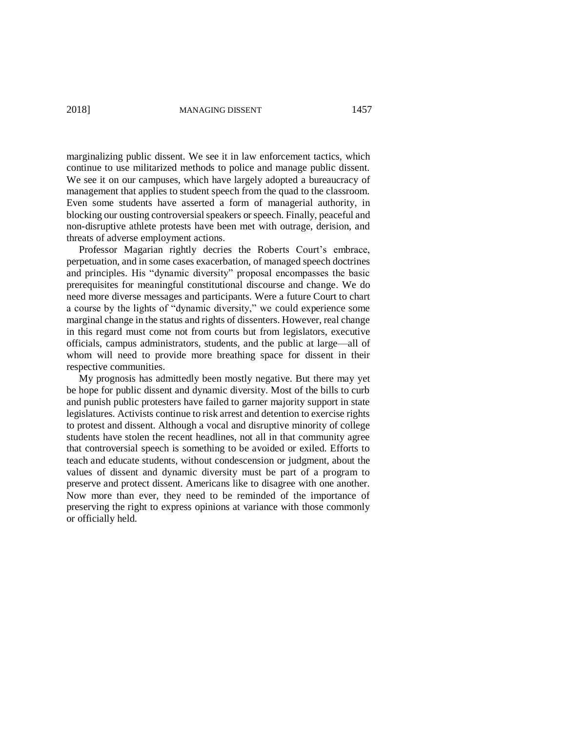marginalizing public dissent. We see it in law enforcement tactics, which continue to use militarized methods to police and manage public dissent. We see it on our campuses, which have largely adopted a bureaucracy of management that applies to student speech from the quad to the classroom. Even some students have asserted a form of managerial authority, in blocking our ousting controversial speakers or speech. Finally, peaceful and non-disruptive athlete protests have been met with outrage, derision, and threats of adverse employment actions.

Professor Magarian rightly decries the Roberts Court's embrace, perpetuation, and in some cases exacerbation, of managed speech doctrines and principles. His "dynamic diversity" proposal encompasses the basic prerequisites for meaningful constitutional discourse and change. We do need more diverse messages and participants. Were a future Court to chart a course by the lights of "dynamic diversity," we could experience some marginal change in the status and rights of dissenters. However, real change in this regard must come not from courts but from legislators, executive officials, campus administrators, students, and the public at large—all of whom will need to provide more breathing space for dissent in their respective communities.

My prognosis has admittedly been mostly negative. But there may yet be hope for public dissent and dynamic diversity. Most of the bills to curb and punish public protesters have failed to garner majority support in state legislatures. Activists continue to risk arrest and detention to exercise rights to protest and dissent. Although a vocal and disruptive minority of college students have stolen the recent headlines, not all in that community agree that controversial speech is something to be avoided or exiled. Efforts to teach and educate students, without condescension or judgment, about the values of dissent and dynamic diversity must be part of a program to preserve and protect dissent. Americans like to disagree with one another. Now more than ever, they need to be reminded of the importance of preserving the right to express opinions at variance with those commonly or officially held.